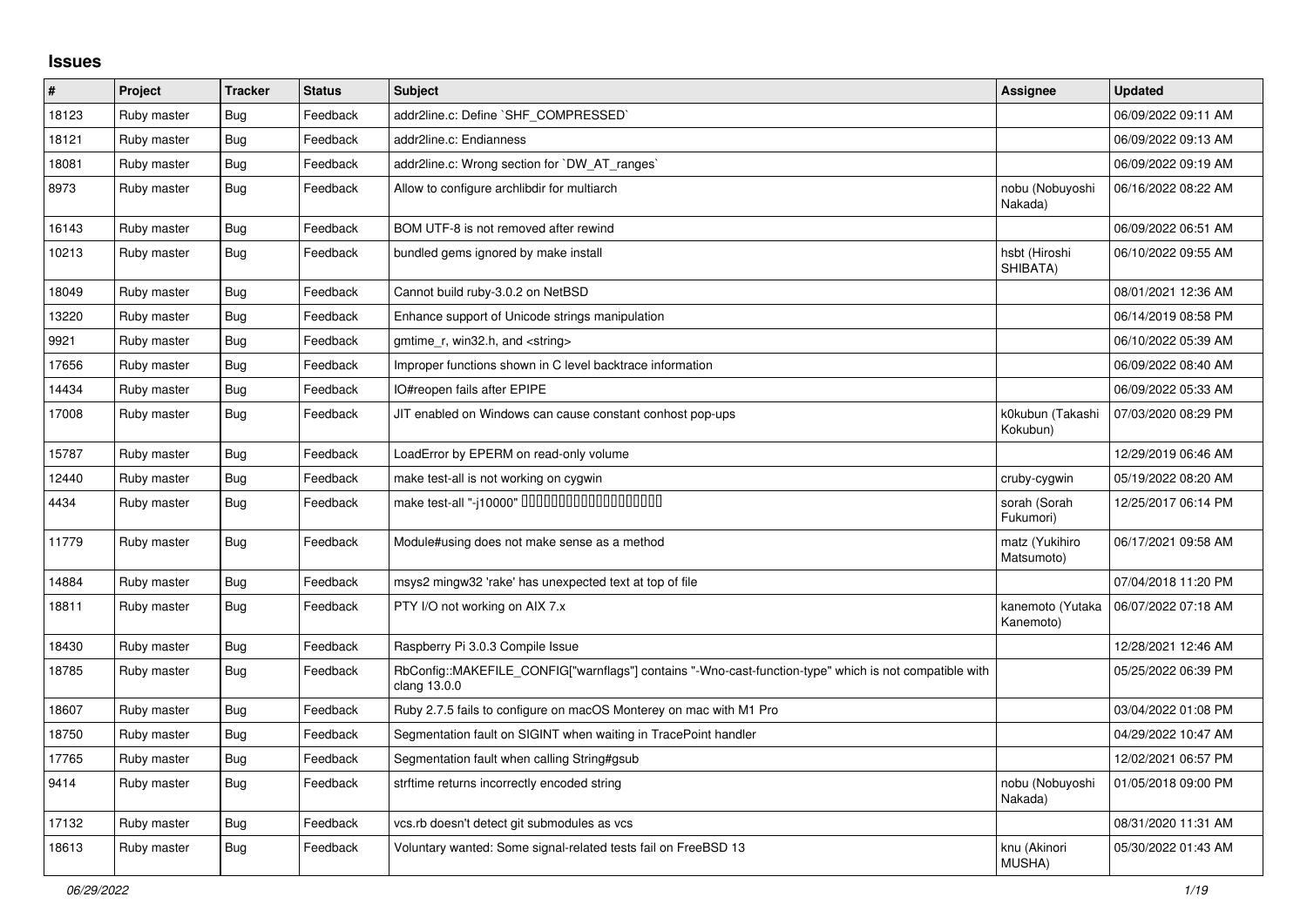# Issues

| # | Project | Tracker | Status | Subject | Assignee | Updated |
|---|---|---|---|---|---|---|
| 18123 | Ruby master | Bug | Feedback | addr2line.c: Define `SHF_COMPRESSED` | | 06/09/2022 09:11 AM |
| 18121 | Ruby master | Bug | Feedback | addr2line.c: Endianness | | 06/09/2022 09:13 AM |
| 18081 | Ruby master | Bug | Feedback | addr2line.c: Wrong section for `DW_AT_ranges` | | 06/09/2022 09:19 AM |
| 8973 | Ruby master | Bug | Feedback | Allow to configure archlibdir for multiarch | nobu (Nobuyoshi Nakada) | 06/16/2022 08:22 AM |
| 16143 | Ruby master | Bug | Feedback | BOM UTF-8 is not removed after rewind | | 06/09/2022 06:51 AM |
| 10213 | Ruby master | Bug | Feedback | bundled gems ignored by make install | hsbt (Hiroshi SHIBATA) | 06/10/2022 09:55 AM |
| 18049 | Ruby master | Bug | Feedback | Cannot build ruby-3.0.2 on NetBSD | | 08/01/2021 12:36 AM |
| 13220 | Ruby master | Bug | Feedback | Enhance support of Unicode strings manipulation | | 06/14/2019 08:58 PM |
| 9921 | Ruby master | Bug | Feedback | gmtime_r, win32.h, and <string> | | 06/10/2022 05:39 AM |
| 17656 | Ruby master | Bug | Feedback | Improper functions shown in C level backtrace information | | 06/09/2022 08:40 AM |
| 14434 | Ruby master | Bug | Feedback | IO#reopen fails after EPIPE | | 06/09/2022 05:33 AM |
| 17008 | Ruby master | Bug | Feedback | JIT enabled on Windows can cause constant conhost pop-ups | k0kubun (Takashi Kokubun) | 07/03/2020 08:29 PM |
| 15787 | Ruby master | Bug | Feedback | LoadError by EPERM on read-only volume | | 12/29/2019 06:46 AM |
| 12440 | Ruby master | Bug | Feedback | make test-all is not working on cygwin | cruby-cygwin | 05/19/2022 08:20 AM |
| 4434 | Ruby master | Bug | Feedback | make test-all "-j10000" □□□□□□□□□□□□□□□□□□□□ | sorah (Sorah Fukumori) | 12/25/2017 06:14 PM |
| 11779 | Ruby master | Bug | Feedback | Module#using does not make sense as a method | matz (Yukihiro Matsumoto) | 06/17/2021 09:58 AM |
| 14884 | Ruby master | Bug | Feedback | msys2 mingw32 'rake' has unexpected text at top of file | | 07/04/2018 11:20 PM |
| 18811 | Ruby master | Bug | Feedback | PTY I/O not working on AIX 7.x | kanemoto (Yutaka Kanemoto) | 06/07/2022 07:18 AM |
| 18430 | Ruby master | Bug | Feedback | Raspberry Pi 3.0.3 Compile Issue | | 12/28/2021 12:46 AM |
| 18785 | Ruby master | Bug | Feedback | RbConfig::MAKEFILE_CONFIG["warnflags"] contains "-Wno-cast-function-type" which is not compatible with clang 13.0.0 | | 05/25/2022 06:39 PM |
| 18607 | Ruby master | Bug | Feedback | Ruby 2.7.5 fails to configure on macOS Monterey on mac with M1 Pro | | 03/04/2022 01:08 PM |
| 18750 | Ruby master | Bug | Feedback | Segmentation fault on SIGINT when waiting in TracePoint handler | | 04/29/2022 10:47 AM |
| 17765 | Ruby master | Bug | Feedback | Segmentation fault when calling String#gsub | | 12/02/2021 06:57 PM |
| 9414 | Ruby master | Bug | Feedback | strftime returns incorrectly encoded string | nobu (Nobuyoshi Nakada) | 01/05/2018 09:00 PM |
| 17132 | Ruby master | Bug | Feedback | vcs.rb doesn't detect git submodules as vcs | | 08/31/2020 11:31 AM |
| 18613 | Ruby master | Bug | Feedback | Voluntary wanted: Some signal-related tests fail on FreeBSD 13 | knu (Akinori MUSHA) | 05/30/2022 01:43 AM |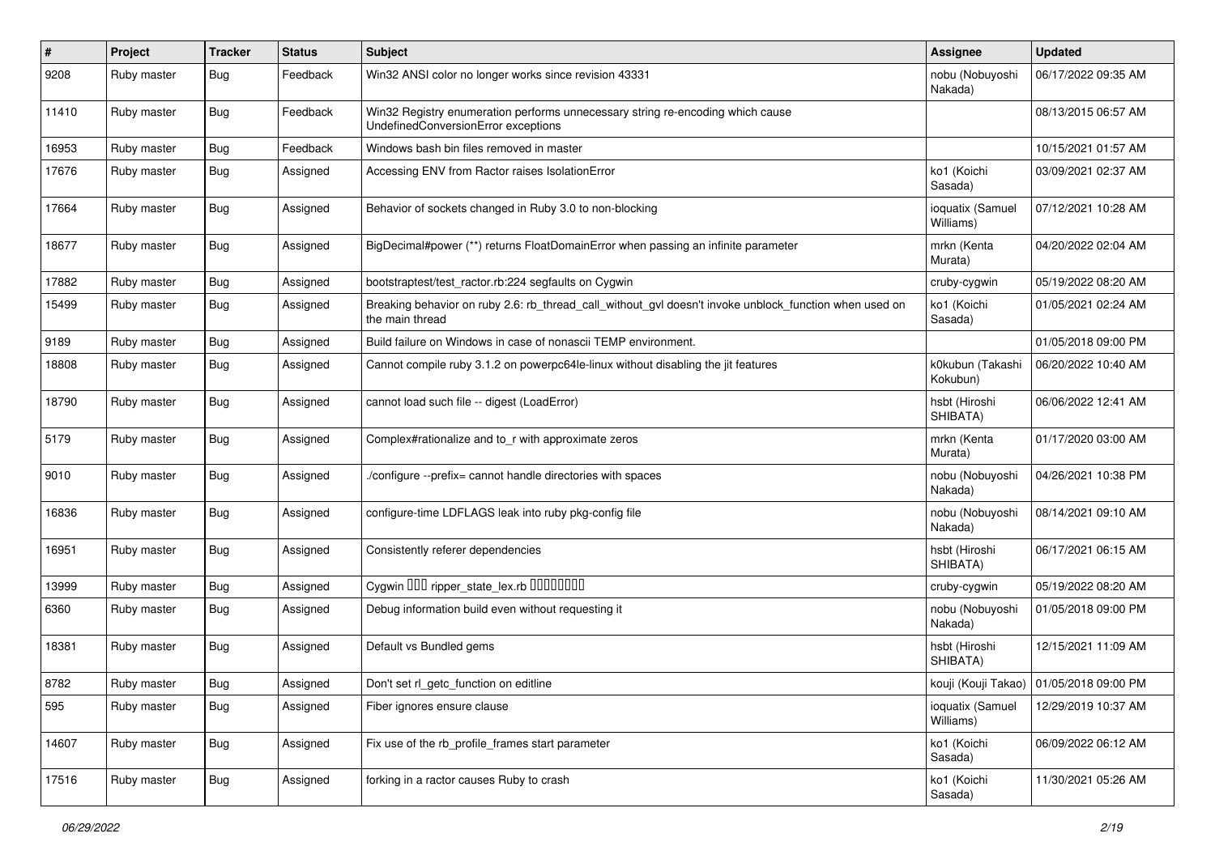| # | Project | Tracker | Status | Subject | Assignee | Updated |
| --- | --- | --- | --- | --- | --- | --- |
| 9208 | Ruby master | Bug | Feedback | Win32 ANSI color no longer works since revision 43331 | nobu (Nobuyoshi Nakada) | 06/17/2022 09:35 AM |
| 11410 | Ruby master | Bug | Feedback | Win32 Registry enumeration performs unnecessary string re-encoding which cause UndefinedConversionError exceptions | | 08/13/2015 06:57 AM |
| 16953 | Ruby master | Bug | Feedback | Windows bash bin files removed in master | | 10/15/2021 01:57 AM |
| 17676 | Ruby master | Bug | Assigned | Accessing ENV from Ractor raises IsolationError | ko1 (Koichi Sasada) | 03/09/2021 02:37 AM |
| 17664 | Ruby master | Bug | Assigned | Behavior of sockets changed in Ruby 3.0 to non-blocking | ioquatix (Samuel Williams) | 07/12/2021 10:28 AM |
| 18677 | Ruby master | Bug | Assigned | BigDecimal#power (**) returns FloatDomainError when passing an infinite parameter | mrkn (Kenta Murata) | 04/20/2022 02:04 AM |
| 17882 | Ruby master | Bug | Assigned | bootstraptest/test_ractor.rb:224 segfaults on Cygwin | cruby-cygwin | 05/19/2022 08:20 AM |
| 15499 | Ruby master | Bug | Assigned | Breaking behavior on ruby 2.6: rb_thread_call_without_gvl doesn't invoke unblock_function when used on the main thread | ko1 (Koichi Sasada) | 01/05/2021 02:24 AM |
| 9189 | Ruby master | Bug | Assigned | Build failure on Windows in case of nonascii TEMP environment. | | 01/05/2018 09:00 PM |
| 18808 | Ruby master | Bug | Assigned | Cannot compile ruby 3.1.2 on powerpc64le-linux without disabling the jit features | k0kubun (Takashi Kokubun) | 06/20/2022 10:40 AM |
| 18790 | Ruby master | Bug | Assigned | cannot load such file -- digest (LoadError) | hsbt (Hiroshi SHIBATA) | 06/06/2022 12:41 AM |
| 5179 | Ruby master | Bug | Assigned | Complex#rationalize and to_r with approximate zeros | mrkn (Kenta Murata) | 01/17/2020 03:00 AM |
| 9010 | Ruby master | Bug | Assigned | ./configure --prefix= cannot handle directories with spaces | nobu (Nobuyoshi Nakada) | 04/26/2021 10:38 PM |
| 16836 | Ruby master | Bug | Assigned | configure-time LDFLAGS leak into ruby pkg-config file | nobu (Nobuyoshi Nakada) | 08/14/2021 09:10 AM |
| 16951 | Ruby master | Bug | Assigned | Consistently referer dependencies | hsbt (Hiroshi SHIBATA) | 06/17/2021 06:15 AM |
| 13999 | Ruby master | Bug | Assigned | Cygwin ��� ripper_state_lex.rb ��������� | cruby-cygwin | 05/19/2022 08:20 AM |
| 6360 | Ruby master | Bug | Assigned | Debug information build even without requesting it | nobu (Nobuyoshi Nakada) | 01/05/2018 09:00 PM |
| 18381 | Ruby master | Bug | Assigned | Default vs Bundled gems | hsbt (Hiroshi SHIBATA) | 12/15/2021 11:09 AM |
| 8782 | Ruby master | Bug | Assigned | Don't set rl_getc_function on editline | kouji (Kouji Takao) | 01/05/2018 09:00 PM |
| 595 | Ruby master | Bug | Assigned | Fiber ignores ensure clause | ioquatix (Samuel Williams) | 12/29/2019 10:37 AM |
| 14607 | Ruby master | Bug | Assigned | Fix use of the rb_profile_frames start parameter | ko1 (Koichi Sasada) | 06/09/2022 06:12 AM |
| 17516 | Ruby master | Bug | Assigned | forking in a ractor causes Ruby to crash | ko1 (Koichi Sasada) | 11/30/2021 05:26 AM |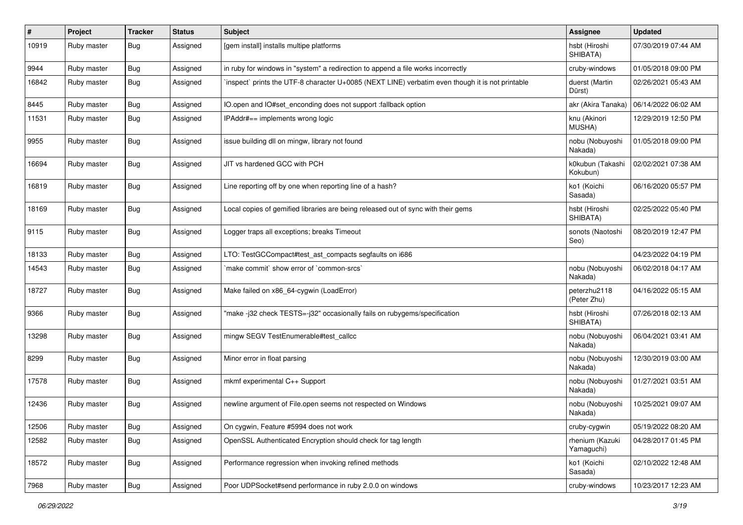| # | Project | Tracker | Status | Subject | Assignee | Updated |
|---|---|---|---|---|---|---|
| 10919 | Ruby master | Bug | Assigned | [gem install] installs multipe platforms | hsbt (Hiroshi SHIBATA) | 07/30/2019 07:44 AM |
| 9944 | Ruby master | Bug | Assigned | in ruby for windows in "system" a redirection to append a file works incorrectly | cruby-windows | 01/05/2018 09:00 PM |
| 16842 | Ruby master | Bug | Assigned | `inspect` prints the UTF-8 character U+0085 (NEXT LINE) verbatim even though it is not printable | duerst (Martin Dürst) | 02/26/2021 05:43 AM |
| 8445 | Ruby master | Bug | Assigned | IO.open and IO#set_enconding does not support :fallback option | akr (Akira Tanaka) | 06/14/2022 06:02 AM |
| 11531 | Ruby master | Bug | Assigned | IPAddr#== implements wrong logic | knu (Akinori MUSHA) | 12/29/2019 12:50 PM |
| 9955 | Ruby master | Bug | Assigned | issue building dll on mingw, library not found | nobu (Nobuyoshi Nakada) | 01/05/2018 09:00 PM |
| 16694 | Ruby master | Bug | Assigned | JIT vs hardened GCC with PCH | k0kubun (Takashi Kokubun) | 02/02/2021 07:38 AM |
| 16819 | Ruby master | Bug | Assigned | Line reporting off by one when reporting line of a hash? | ko1 (Koichi Sasada) | 06/16/2020 05:57 PM |
| 18169 | Ruby master | Bug | Assigned | Local copies of gemified libraries are being released out of sync with their gems | hsbt (Hiroshi SHIBATA) | 02/25/2022 05:40 PM |
| 9115 | Ruby master | Bug | Assigned | Logger traps all exceptions; breaks Timeout | sonots (Naotoshi Seo) | 08/20/2019 12:47 PM |
| 18133 | Ruby master | Bug | Assigned | LTO: TestGCCompact#test_ast_compacts segfaults on i686 | | 04/23/2022 04:19 PM |
| 14543 | Ruby master | Bug | Assigned | `make commit` show error of `common-srcs` | nobu (Nobuyoshi Nakada) | 06/02/2018 04:17 AM |
| 18727 | Ruby master | Bug | Assigned | Make failed on x86_64-cygwin (LoadError) | peterzhu2118 (Peter Zhu) | 04/16/2022 05:15 AM |
| 9366 | Ruby master | Bug | Assigned | "make -j32 check TESTS=-j32" occasionally fails on rubygems/specification | hsbt (Hiroshi SHIBATA) | 07/26/2018 02:13 AM |
| 13298 | Ruby master | Bug | Assigned | mingw SEGV TestEnumerable#test_callcc | nobu (Nobuyoshi Nakada) | 06/04/2021 03:41 AM |
| 8299 | Ruby master | Bug | Assigned | Minor error in float parsing | nobu (Nobuyoshi Nakada) | 12/30/2019 03:00 AM |
| 17578 | Ruby master | Bug | Assigned | mkmf experimental C++ Support | nobu (Nobuyoshi Nakada) | 01/27/2021 03:51 AM |
| 12436 | Ruby master | Bug | Assigned | newline argument of File.open seems not respected on Windows | nobu (Nobuyoshi Nakada) | 10/25/2021 09:07 AM |
| 12506 | Ruby master | Bug | Assigned | On cygwin, Feature #5994 does not work | cruby-cygwin | 05/19/2022 08:20 AM |
| 12582 | Ruby master | Bug | Assigned | OpenSSL Authenticated Encryption should check for tag length | rhenium (Kazuki Yamaguchi) | 04/28/2017 01:45 PM |
| 18572 | Ruby master | Bug | Assigned | Performance regression when invoking refined methods | ko1 (Koichi Sasada) | 02/10/2022 12:48 AM |
| 7968 | Ruby master | Bug | Assigned | Poor UDPSocket#send performance in ruby 2.0.0 on windows | cruby-windows | 10/23/2017 12:23 AM |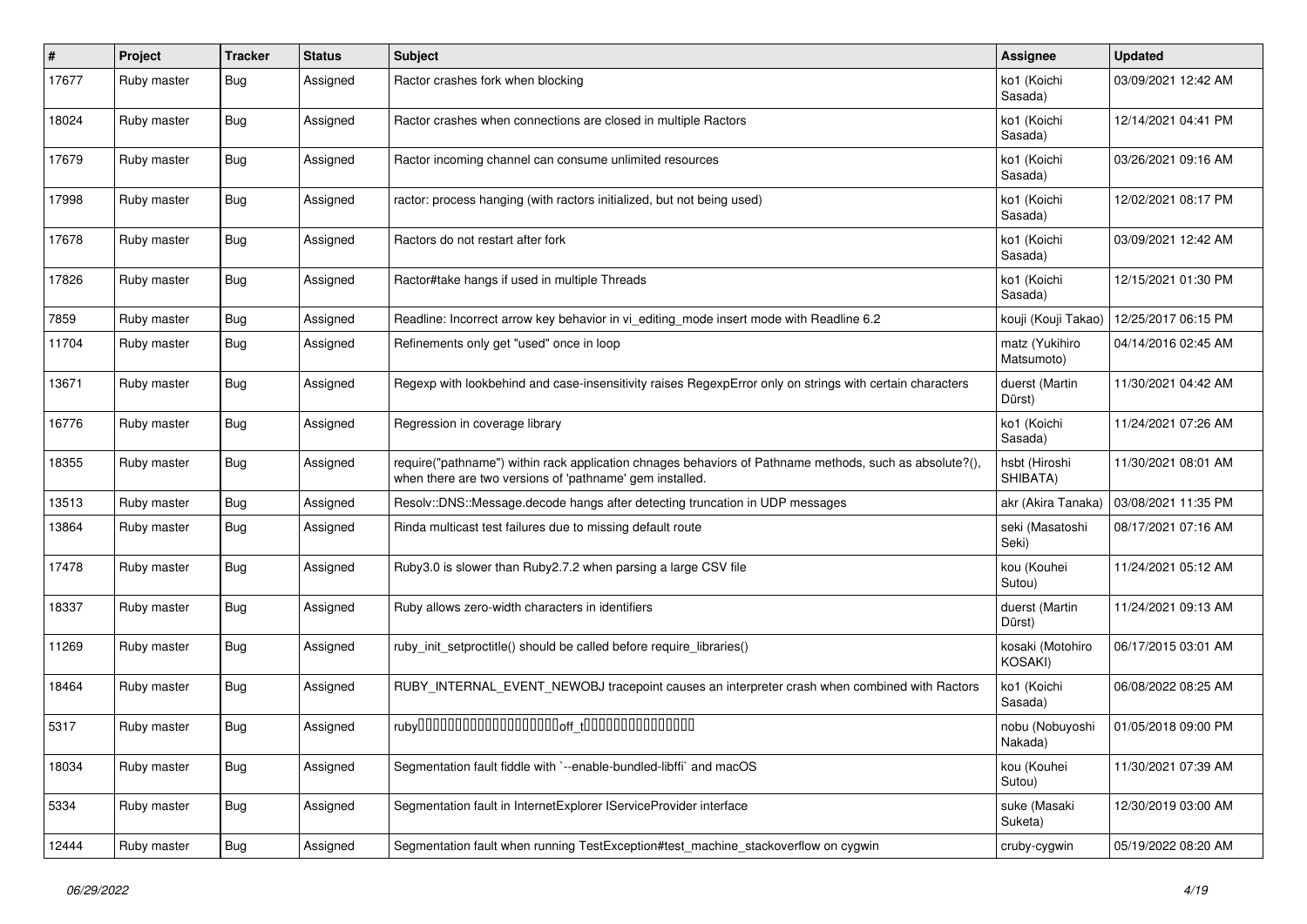| # | Project | Tracker | Status | Subject | Assignee | Updated |
|---|---|---|---|---|---|---|
| 17677 | Ruby master | Bug | Assigned | Ractor crashes fork when blocking | ko1 (Koichi Sasada) | 03/09/2021 12:42 AM |
| 18024 | Ruby master | Bug | Assigned | Ractor crashes when connections are closed in multiple Ractors | ko1 (Koichi Sasada) | 12/14/2021 04:41 PM |
| 17679 | Ruby master | Bug | Assigned | Ractor incoming channel can consume unlimited resources | ko1 (Koichi Sasada) | 03/26/2021 09:16 AM |
| 17998 | Ruby master | Bug | Assigned | ractor: process hanging (with ractors initialized, but not being used) | ko1 (Koichi Sasada) | 12/02/2021 08:17 PM |
| 17678 | Ruby master | Bug | Assigned | Ractors do not restart after fork | ko1 (Koichi Sasada) | 03/09/2021 12:42 AM |
| 17826 | Ruby master | Bug | Assigned | Ractor#take hangs if used in multiple Threads | ko1 (Koichi Sasada) | 12/15/2021 01:30 PM |
| 7859 | Ruby master | Bug | Assigned | Readline: Incorrect arrow key behavior in vi_editing_mode insert mode with Readline 6.2 | kouji (Kouji Takao) | 12/25/2017 06:15 PM |
| 11704 | Ruby master | Bug | Assigned | Refinements only get "used" once in loop | matz (Yukihiro Matsumoto) | 04/14/2016 02:45 AM |
| 13671 | Ruby master | Bug | Assigned | Regexp with lookbehind and case-insensitivity raises RegexpError only on strings with certain characters | duerst (Martin Dürst) | 11/30/2021 04:42 AM |
| 16776 | Ruby master | Bug | Assigned | Regression in coverage library | ko1 (Koichi Sasada) | 11/24/2021 07:26 AM |
| 18355 | Ruby master | Bug | Assigned | require("pathname") within rack application chnages behaviors of Pathname methods, such as absolute?(), when there are two versions of 'pathname' gem installed. | hsbt (Hiroshi SHIBATA) | 11/30/2021 08:01 AM |
| 13513 | Ruby master | Bug | Assigned | Resolv::DNS::Message.decode hangs after detecting truncation in UDP messages | akr (Akira Tanaka) | 03/08/2021 11:35 PM |
| 13864 | Ruby master | Bug | Assigned | Rinda multicast test failures due to missing default route | seki (Masatoshi Seki) | 08/17/2021 07:16 AM |
| 17478 | Ruby master | Bug | Assigned | Ruby3.0 is slower than Ruby2.7.2 when parsing a large CSV file | kou (Kouhei Sutou) | 11/24/2021 05:12 AM |
| 18337 | Ruby master | Bug | Assigned | Ruby allows zero-width characters in identifiers | duerst (Martin Dürst) | 11/24/2021 09:13 AM |
| 11269 | Ruby master | Bug | Assigned | ruby_init_setproctitle() should be called before require_libraries() | kosaki (Motohiro KOSAKI) | 06/17/2015 03:01 AM |
| 18464 | Ruby master | Bug | Assigned | RUBY_INTERNAL_EVENT_NEWOBJ tracepoint causes an interpreter crash when combined with Ractors | ko1 (Koichi Sasada) | 06/08/2022 08:25 AM |
| 5317 | Ruby master | Bug | Assigned | ruby□□□□□□□□□□□□□□□□□□□□off_t□□□□□□□□□□□□□□□□ | nobu (Nobuyoshi Nakada) | 01/05/2018 09:00 PM |
| 18034 | Ruby master | Bug | Assigned | Segmentation fault fiddle with `--enable-bundled-libffi` and macOS | kou (Kouhei Sutou) | 11/30/2021 07:39 AM |
| 5334 | Ruby master | Bug | Assigned | Segmentation fault in InternetExplorer IServiceProvider interface | suke (Masaki Suketa) | 12/30/2019 03:00 AM |
| 12444 | Ruby master | Bug | Assigned | Segmentation fault when running TestException#test_machine_stackoverflow on cygwin | cruby-cygwin | 05/19/2022 08:20 AM |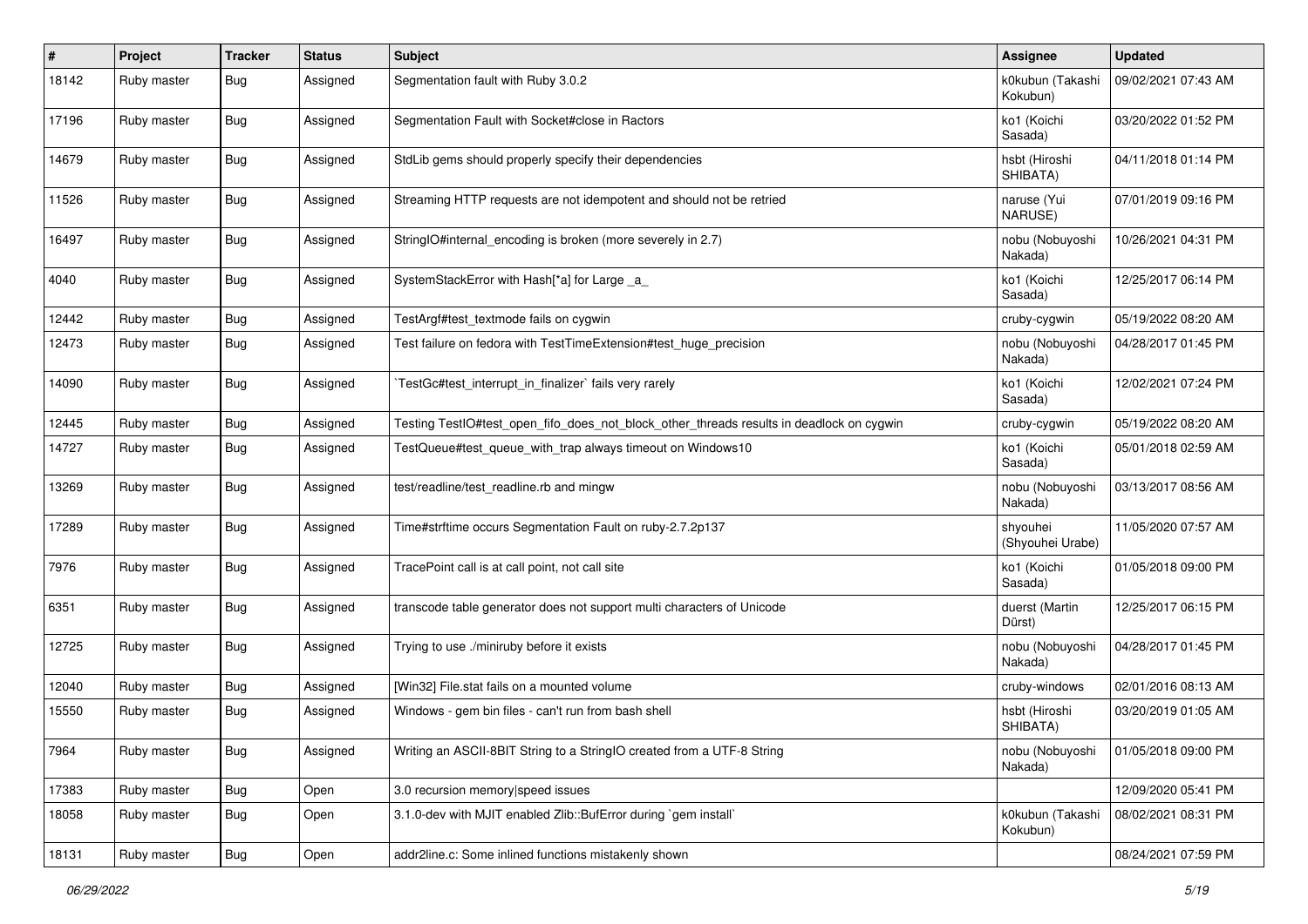| # | Project | Tracker | Status | Subject | Assignee | Updated |
| --- | --- | --- | --- | --- | --- | --- |
| 18142 | Ruby master | Bug | Assigned | Segmentation fault with Ruby 3.0.2 | k0kubun (Takashi Kokubun) | 09/02/2021 07:43 AM |
| 17196 | Ruby master | Bug | Assigned | Segmentation Fault with Socket#close in Ractors | ko1 (Koichi Sasada) | 03/20/2022 01:52 PM |
| 14679 | Ruby master | Bug | Assigned | StdLib gems should properly specify their dependencies | hsbt (Hiroshi SHIBATA) | 04/11/2018 01:14 PM |
| 11526 | Ruby master | Bug | Assigned | Streaming HTTP requests are not idempotent and should not be retried | naruse (Yui NARUSE) | 07/01/2019 09:16 PM |
| 16497 | Ruby master | Bug | Assigned | StringIO#internal_encoding is broken (more severely in 2.7) | nobu (Nobuyoshi Nakada) | 10/26/2021 04:31 PM |
| 4040 | Ruby master | Bug | Assigned | SystemStackError with Hash[*a] for Large _a_ | ko1 (Koichi Sasada) | 12/25/2017 06:14 PM |
| 12442 | Ruby master | Bug | Assigned | TestArgf#test_textmode fails on cygwin | cruby-cygwin | 05/19/2022 08:20 AM |
| 12473 | Ruby master | Bug | Assigned | Test failure on fedora with TestTimeExtension#test_huge_precision | nobu (Nobuyoshi Nakada) | 04/28/2017 01:45 PM |
| 14090 | Ruby master | Bug | Assigned | `TestGc#test_interrupt_in_finalizer` fails very rarely | ko1 (Koichi Sasada) | 12/02/2021 07:24 PM |
| 12445 | Ruby master | Bug | Assigned | Testing TestIO#test_open_fifo_does_not_block_other_threads results in deadlock on cygwin | cruby-cygwin | 05/19/2022 08:20 AM |
| 14727 | Ruby master | Bug | Assigned | TestQueue#test_queue_with_trap always timeout on Windows10 | ko1 (Koichi Sasada) | 05/01/2018 02:59 AM |
| 13269 | Ruby master | Bug | Assigned | test/readline/test_readline.rb and mingw | nobu (Nobuyoshi Nakada) | 03/13/2017 08:56 AM |
| 17289 | Ruby master | Bug | Assigned | Time#strftime occurs Segmentation Fault on ruby-2.7.2p137 | shyouhei (Shyouhei Urabe) | 11/05/2020 07:57 AM |
| 7976 | Ruby master | Bug | Assigned | TracePoint call is at call point, not call site | ko1 (Koichi Sasada) | 01/05/2018 09:00 PM |
| 6351 | Ruby master | Bug | Assigned | transcode table generator does not support multi characters of Unicode | duerst (Martin Dürst) | 12/25/2017 06:15 PM |
| 12725 | Ruby master | Bug | Assigned | Trying to use ./miniruby before it exists | nobu (Nobuyoshi Nakada) | 04/28/2017 01:45 PM |
| 12040 | Ruby master | Bug | Assigned | [Win32] File.stat fails on a mounted volume | cruby-windows | 02/01/2016 08:13 AM |
| 15550 | Ruby master | Bug | Assigned | Windows - gem bin files - can't run from bash shell | hsbt (Hiroshi SHIBATA) | 03/20/2019 01:05 AM |
| 7964 | Ruby master | Bug | Assigned | Writing an ASCII-8BIT String to a StringIO created from a UTF-8 String | nobu (Nobuyoshi Nakada) | 01/05/2018 09:00 PM |
| 17383 | Ruby master | Bug | Open | 3.0 recursion memory\|speed issues | | 12/09/2020 05:41 PM |
| 18058 | Ruby master | Bug | Open | 3.1.0-dev with MJIT enabled Zlib::BufError during `gem install` | k0kubun (Takashi Kokubun) | 08/02/2021 08:31 PM |
| 18131 | Ruby master | Bug | Open | addr2line.c: Some inlined functions mistakenly shown | | 08/24/2021 07:59 PM |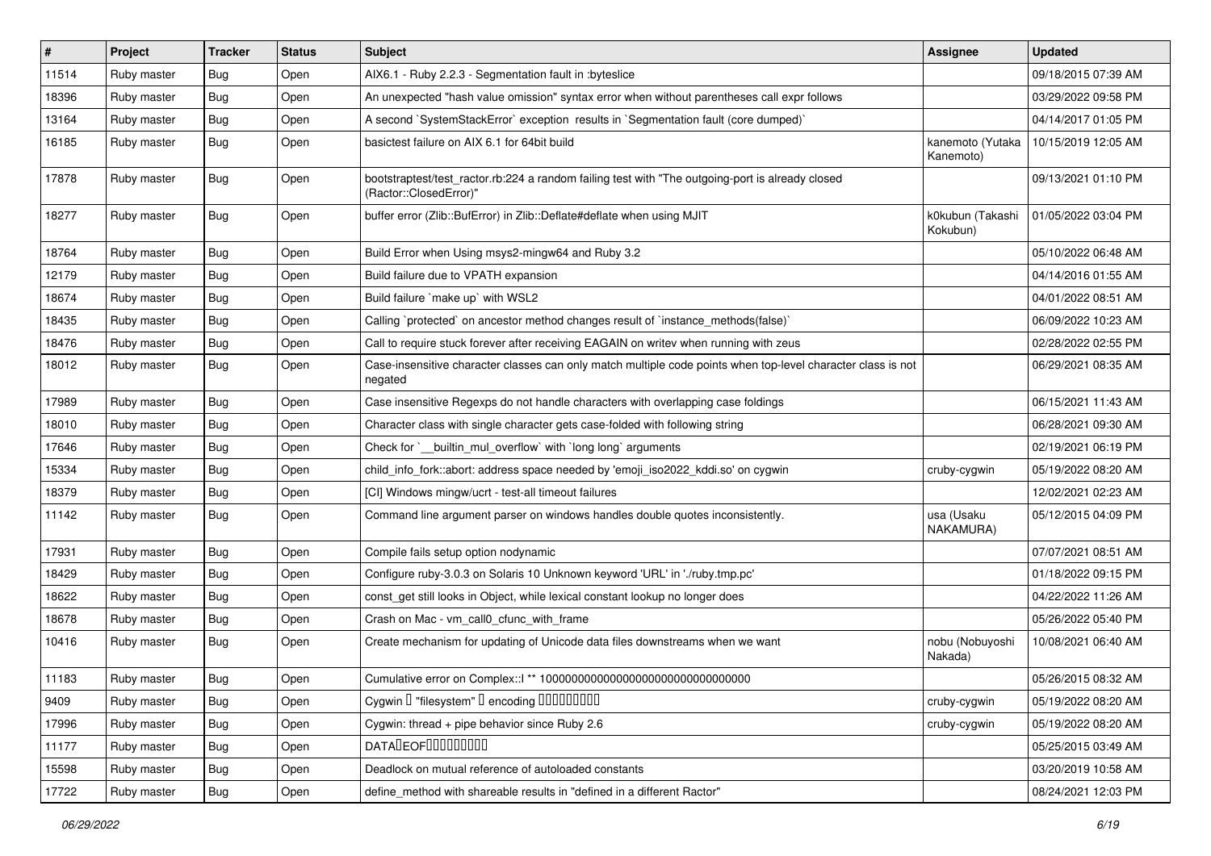| # | Project | Tracker | Status | Subject | Assignee | Updated |
|---|---|---|---|---|---|---|
| 11514 | Ruby master | Bug | Open | AIX6.1 - Ruby 2.2.3 - Segmentation fault in :byteslice | | 09/18/2015 07:39 AM |
| 18396 | Ruby master | Bug | Open | An unexpected "hash value omission" syntax error when without parentheses call expr follows | | 03/29/2022 09:58 PM |
| 13164 | Ruby master | Bug | Open | A second `SystemStackError` exception results in `Segmentation fault (core dumped)` | | 04/14/2017 01:05 PM |
| 16185 | Ruby master | Bug | Open | basictest failure on AIX 6.1 for 64bit build | kanemoto (Yutaka Kanemoto) | 10/15/2019 12:05 AM |
| 17878 | Ruby master | Bug | Open | bootstraptest/test_ractor.rb:224 a random failing test with "The outgoing-port is already closed (Ractor::ClosedError)" | | 09/13/2021 01:10 PM |
| 18277 | Ruby master | Bug | Open | buffer error (Zlib::BufError) in Zlib::Deflate#deflate when using MJIT | k0kubun (Takashi Kokubun) | 01/05/2022 03:04 PM |
| 18764 | Ruby master | Bug | Open | Build Error when Using msys2-mingw64 and Ruby 3.2 | | 05/10/2022 06:48 AM |
| 12179 | Ruby master | Bug | Open | Build failure due to VPATH expansion | | 04/14/2016 01:55 AM |
| 18674 | Ruby master | Bug | Open | Build failure `make up` with WSL2 | | 04/01/2022 08:51 AM |
| 18435 | Ruby master | Bug | Open | Calling `protected` on ancestor method changes result of `instance_methods(false)` | | 06/09/2022 10:23 AM |
| 18476 | Ruby master | Bug | Open | Call to require stuck forever after receiving EAGAIN on writev when running with zeus | | 02/28/2022 02:55 PM |
| 18012 | Ruby master | Bug | Open | Case-insensitive character classes can only match multiple code points when top-level character class is not negated | | 06/29/2021 08:35 AM |
| 17989 | Ruby master | Bug | Open | Case insensitive Regexps do not handle characters with overlapping case foldings | | 06/15/2021 11:43 AM |
| 18010 | Ruby master | Bug | Open | Character class with single character gets case-folded with following string | | 06/28/2021 09:30 AM |
| 17646 | Ruby master | Bug | Open | Check for `__builtin_mul_overflow` with `long long` arguments | | 02/19/2021 06:19 PM |
| 15334 | Ruby master | Bug | Open | child_info_fork::abort: address space needed by 'emoji_iso2022_kddi.so' on cygwin | cruby-cygwin | 05/19/2022 08:20 AM |
| 18379 | Ruby master | Bug | Open | [CI] Windows mingw/ucrt - test-all timeout failures | | 12/02/2021 02:23 AM |
| 11142 | Ruby master | Bug | Open | Command line argument parser on windows handles double quotes inconsistently. | usa (Usaku NAKAMURA) | 05/12/2015 04:09 PM |
| 17931 | Ruby master | Bug | Open | Compile fails setup option nodynamic | | 07/07/2021 08:51 AM |
| 18429 | Ruby master | Bug | Open | Configure ruby-3.0.3 on Solaris 10 Unknown keyword 'URL' in './ruby.tmp.pc' | | 01/18/2022 09:15 PM |
| 18622 | Ruby master | Bug | Open | const_get still looks in Object, while lexical constant lookup no longer does | | 04/22/2022 11:26 AM |
| 18678 | Ruby master | Bug | Open | Crash on Mac - vm_call0_cfunc_with_frame | | 05/26/2022 05:40 PM |
| 10416 | Ruby master | Bug | Open | Create mechanism for updating of Unicode data files downstreams when we want | nobu (Nobuyoshi Nakada) | 10/08/2021 06:40 AM |
| 11183 | Ruby master | Bug | Open | Cumulative error on Complex::I ** 100000000000000000000000000000000 | | 05/26/2015 08:32 AM |
| 9409 | Ruby master | Bug | Open | Cygwin � "filesystem" � encoding ��������� | cruby-cygwin | 05/19/2022 08:20 AM |
| 17996 | Ruby master | Bug | Open | Cygwin: thread + pipe behavior since Ruby 2.6 | cruby-cygwin | 05/19/2022 08:20 AM |
| 11177 | Ruby master | Bug | Open | DATA�EOF��������� | | 05/25/2015 03:49 AM |
| 15598 | Ruby master | Bug | Open | Deadlock on mutual reference of autoloaded constants | | 03/20/2019 10:58 AM |
| 17722 | Ruby master | Bug | Open | define_method with shareable results in "defined in a different Ractor" | | 08/24/2021 12:03 PM |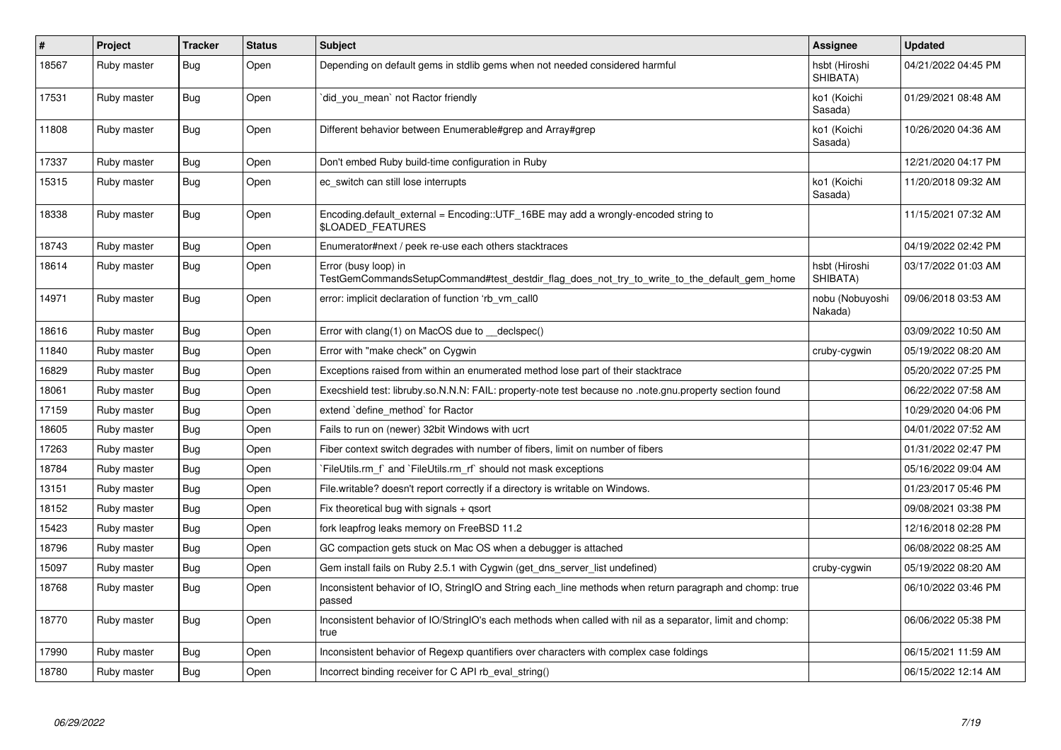| # | Project | Tracker | Status | Subject | Assignee | Updated |
|---|---|---|---|---|---|---|
| 18567 | Ruby master | Bug | Open | Depending on default gems in stdlib gems when not needed considered harmful | hsbt (Hiroshi SHIBATA) | 04/21/2022 04:45 PM |
| 17531 | Ruby master | Bug | Open | `did_you_mean` not Ractor friendly | ko1 (Koichi Sasada) | 01/29/2021 08:48 AM |
| 11808 | Ruby master | Bug | Open | Different behavior between Enumerable#grep and Array#grep | ko1 (Koichi Sasada) | 10/26/2020 04:36 AM |
| 17337 | Ruby master | Bug | Open | Don't embed Ruby build-time configuration in Ruby | | 12/21/2020 04:17 PM |
| 15315 | Ruby master | Bug | Open | ec_switch can still lose interrupts | ko1 (Koichi Sasada) | 11/20/2018 09:32 AM |
| 18338 | Ruby master | Bug | Open | Encoding.default_external = Encoding::UTF_16BE may add a wrongly-encoded string to $LOADED_FEATURES | | 11/15/2021 07:32 AM |
| 18743 | Ruby master | Bug | Open | Enumerator#next / peek re-use each others stacktraces | | 04/19/2022 02:42 PM |
| 18614 | Ruby master | Bug | Open | Error (busy loop) in TestGemCommandsSetupCommand#test_destdir_flag_does_not_try_to_write_to_the_default_gem_home | hsbt (Hiroshi SHIBATA) | 03/17/2022 01:03 AM |
| 14971 | Ruby master | Bug | Open | error: implicit declaration of function 'rb_vm_call0 | nobu (Nobuyoshi Nakada) | 09/06/2018 03:53 AM |
| 18616 | Ruby master | Bug | Open | Error with clang(1) on MacOS due to __declspec() | | 03/09/2022 10:50 AM |
| 11840 | Ruby master | Bug | Open | Error with "make check" on Cygwin | cruby-cygwin | 05/19/2022 08:20 AM |
| 16829 | Ruby master | Bug | Open | Exceptions raised from within an enumerated method lose part of their stacktrace | | 05/20/2022 07:25 PM |
| 18061 | Ruby master | Bug | Open | Execshield test: libruby.so.N.N.N: FAIL: property-note test because no .note.gnu.property section found | | 06/22/2022 07:58 AM |
| 17159 | Ruby master | Bug | Open | extend `define_method` for Ractor | | 10/29/2020 04:06 PM |
| 18605 | Ruby master | Bug | Open | Fails to run on (newer) 32bit Windows with ucrt | | 04/01/2022 07:52 AM |
| 17263 | Ruby master | Bug | Open | Fiber context switch degrades with number of fibers, limit on number of fibers | | 01/31/2022 02:47 PM |
| 18784 | Ruby master | Bug | Open | `FileUtils.rm_f` and `FileUtils.rm_rf` should not mask exceptions | | 05/16/2022 09:04 AM |
| 13151 | Ruby master | Bug | Open | File.writable? doesn't report correctly if a directory is writable on Windows. | | 01/23/2017 05:46 PM |
| 18152 | Ruby master | Bug | Open | Fix theoretical bug with signals + qsort | | 09/08/2021 03:38 PM |
| 15423 | Ruby master | Bug | Open | fork leapfrog leaks memory on FreeBSD 11.2 | | 12/16/2018 02:28 PM |
| 18796 | Ruby master | Bug | Open | GC compaction gets stuck on Mac OS when a debugger is attached | | 06/08/2022 08:25 AM |
| 15097 | Ruby master | Bug | Open | Gem install fails on Ruby 2.5.1 with Cygwin (get_dns_server_list undefined) | cruby-cygwin | 05/19/2022 08:20 AM |
| 18768 | Ruby master | Bug | Open | Inconsistent behavior of IO, StringIO and String each_line methods when return paragraph and chomp: true passed | | 06/10/2022 03:46 PM |
| 18770 | Ruby master | Bug | Open | Inconsistent behavior of IO/StringIO's each methods when called with nil as a separator, limit and chomp: true | | 06/06/2022 05:38 PM |
| 17990 | Ruby master | Bug | Open | Inconsistent behavior of Regexp quantifiers over characters with complex case foldings | | 06/15/2021 11:59 AM |
| 18780 | Ruby master | Bug | Open | Incorrect binding receiver for C API rb_eval_string() | | 06/15/2022 12:14 AM |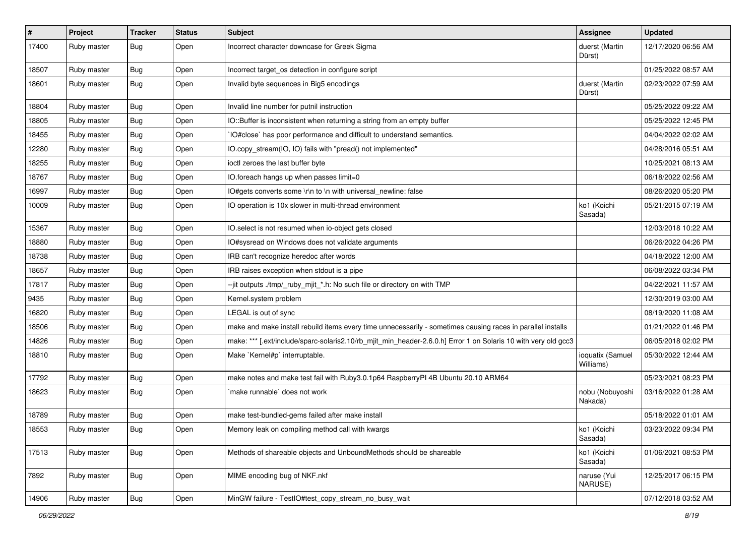| # | Project | Tracker | Status | Subject | Assignee | Updated |
|---|---|---|---|---|---|---|
| 17400 | Ruby master | Bug | Open | Incorrect character downcase for Greek Sigma | duerst (Martin Dürst) | 12/17/2020 06:56 AM |
| 18507 | Ruby master | Bug | Open | Incorrect target_os detection in configure script | | 01/25/2022 08:57 AM |
| 18601 | Ruby master | Bug | Open | Invalid byte sequences in Big5 encodings | duerst (Martin Dürst) | 02/23/2022 07:59 AM |
| 18804 | Ruby master | Bug | Open | Invalid line number for putnil instruction | | 05/25/2022 09:22 AM |
| 18805 | Ruby master | Bug | Open | IO::Buffer is inconsistent when returning a string from an empty buffer | | 05/25/2022 12:45 PM |
| 18455 | Ruby master | Bug | Open | `IO#close` has poor performance and difficult to understand semantics. | | 04/04/2022 02:02 AM |
| 12280 | Ruby master | Bug | Open | IO.copy_stream(IO, IO) fails with "pread() not implemented" | | 04/28/2016 05:51 AM |
| 18255 | Ruby master | Bug | Open | ioctl zeroes the last buffer byte | | 10/25/2021 08:13 AM |
| 18767 | Ruby master | Bug | Open | IO.foreach hangs up when passes limit=0 | | 06/18/2022 02:56 AM |
| 16997 | Ruby master | Bug | Open | IO#gets converts some \r\n to \n with universal_newline: false | | 08/26/2020 05:20 PM |
| 10009 | Ruby master | Bug | Open | IO operation is 10x slower in multi-thread environment | ko1 (Koichi Sasada) | 05/21/2015 07:19 AM |
| 15367 | Ruby master | Bug | Open | IO.select is not resumed when io-object gets closed | | 12/03/2018 10:22 AM |
| 18880 | Ruby master | Bug | Open | IO#sysread on Windows does not validate arguments | | 06/26/2022 04:26 PM |
| 18738 | Ruby master | Bug | Open | IRB can't recognize heredoc after words | | 04/18/2022 12:00 AM |
| 18657 | Ruby master | Bug | Open | IRB raises exception when stdout is a pipe | | 06/08/2022 03:34 PM |
| 17817 | Ruby master | Bug | Open | --jit outputs ./tmp/_ruby_mjit_*.h: No such file or directory on with TMP | | 04/22/2021 11:57 AM |
| 9435 | Ruby master | Bug | Open | Kernel.system problem | | 12/30/2019 03:00 AM |
| 16820 | Ruby master | Bug | Open | LEGAL is out of sync | | 08/19/2020 11:08 AM |
| 18506 | Ruby master | Bug | Open | make and make install rebuild items every time unnecessarily - sometimes causing races in parallel installs | | 01/21/2022 01:46 PM |
| 14826 | Ruby master | Bug | Open | make: *** [.ext/include/sparc-solaris2.10/rb_mjit_min_header-2.6.0.h] Error 1 on Solaris 10 with very old gcc3 | | 06/05/2018 02:02 PM |
| 18810 | Ruby master | Bug | Open | Make `Kernel#p` interruptable. | ioquatix (Samuel Williams) | 05/30/2022 12:44 AM |
| 17792 | Ruby master | Bug | Open | make notes and make test fail with Ruby3.0.1p64 RaspberryPI 4B Ubuntu 20.10 ARM64 | | 05/23/2021 08:23 PM |
| 18623 | Ruby master | Bug | Open | `make runnable` does not work | nobu (Nobuyoshi Nakada) | 03/16/2022 01:28 AM |
| 18789 | Ruby master | Bug | Open | make test-bundled-gems failed after make install | | 05/18/2022 01:01 AM |
| 18553 | Ruby master | Bug | Open | Memory leak on compiling method call with kwargs | ko1 (Koichi Sasada) | 03/23/2022 09:34 PM |
| 17513 | Ruby master | Bug | Open | Methods of shareable objects and UnboundMethods should be shareable | ko1 (Koichi Sasada) | 01/06/2021 08:53 PM |
| 7892 | Ruby master | Bug | Open | MIME encoding bug of NKF.nkf | naruse (Yui NARUSE) | 12/25/2017 06:15 PM |
| 14906 | Ruby master | Bug | Open | MinGW failure - TestIO#test_copy_stream_no_busy_wait | | 07/12/2018 03:52 AM |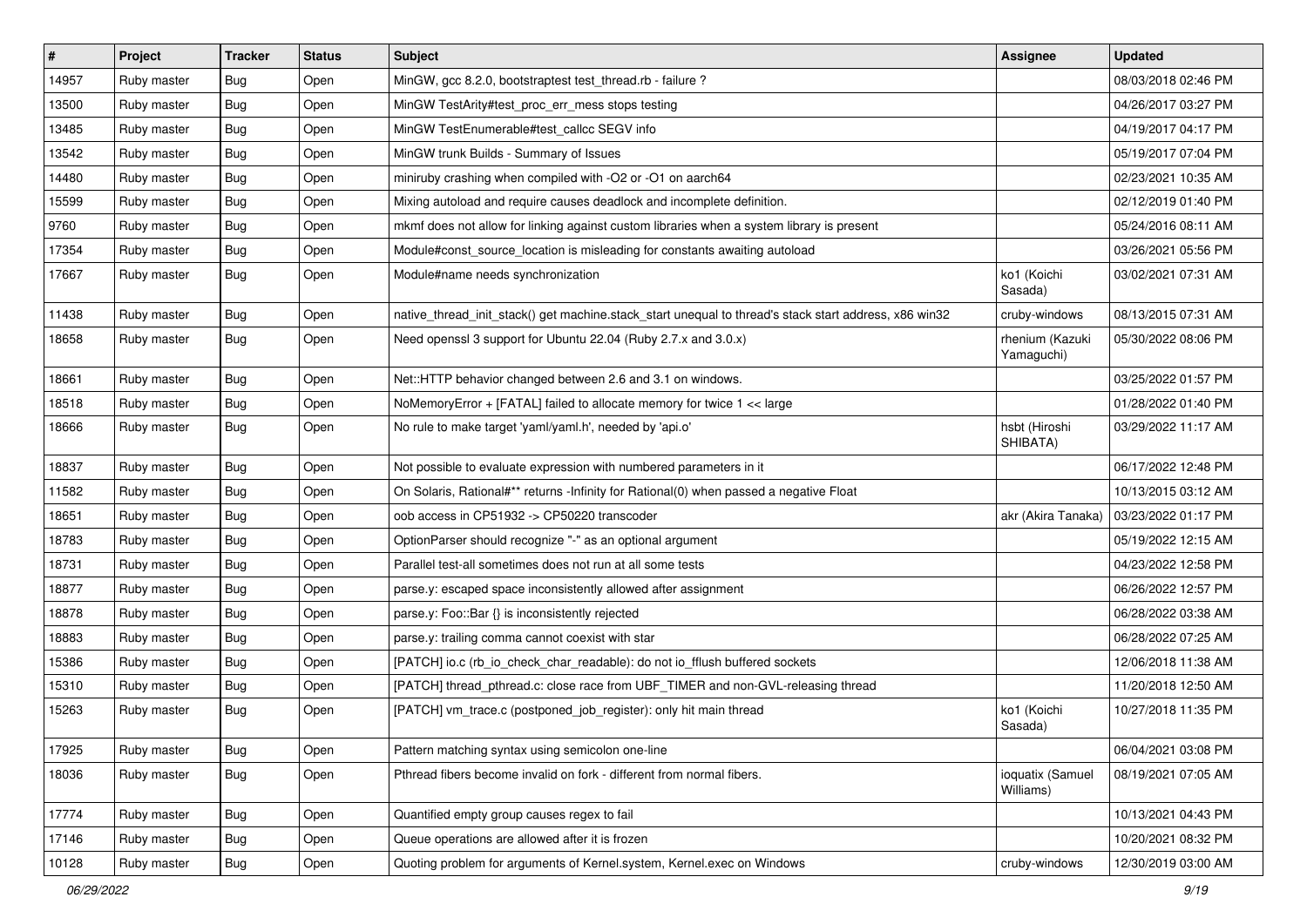| # | Project | Tracker | Status | Subject | Assignee | Updated |
|---|---|---|---|---|---|---|
| 14957 | Ruby master | Bug | Open | MinGW, gcc 8.2.0, bootstraptest test_thread.rb - failure ? | | 08/03/2018 02:46 PM |
| 13500 | Ruby master | Bug | Open | MinGW TestArity#test_proc_err_mess stops testing | | 04/26/2017 03:27 PM |
| 13485 | Ruby master | Bug | Open | MinGW TestEnumerable#test_callcc SEGV info | | 04/19/2017 04:17 PM |
| 13542 | Ruby master | Bug | Open | MinGW trunk Builds - Summary of Issues | | 05/19/2017 07:04 PM |
| 14480 | Ruby master | Bug | Open | miniruby crashing when compiled with -O2 or -O1 on aarch64 | | 02/23/2021 10:35 AM |
| 15599 | Ruby master | Bug | Open | Mixing autoload and require causes deadlock and incomplete definition. | | 02/12/2019 01:40 PM |
| 9760 | Ruby master | Bug | Open | mkmf does not allow for linking against custom libraries when a system library is present | | 05/24/2016 08:11 AM |
| 17354 | Ruby master | Bug | Open | Module#const_source_location is misleading for constants awaiting autoload | | 03/26/2021 05:56 PM |
| 17667 | Ruby master | Bug | Open | Module#name needs synchronization | ko1 (Koichi Sasada) | 03/02/2021 07:31 AM |
| 11438 | Ruby master | Bug | Open | native_thread_init_stack() get machine.stack_start unequal to thread's stack start address, x86 win32 | cruby-windows | 08/13/2015 07:31 AM |
| 18658 | Ruby master | Bug | Open | Need openssl 3 support for Ubuntu 22.04 (Ruby 2.7.x and 3.0.x) | rhenium (Kazuki Yamaguchi) | 05/30/2022 08:06 PM |
| 18661 | Ruby master | Bug | Open | Net::HTTP behavior changed between 2.6 and 3.1 on windows. | | 03/25/2022 01:57 PM |
| 18518 | Ruby master | Bug | Open | NoMemoryError + [FATAL] failed to allocate memory for twice 1 << large | | 01/28/2022 01:40 PM |
| 18666 | Ruby master | Bug | Open | No rule to make target 'yaml/yaml.h', needed by 'api.o' | hsbt (Hiroshi SHIBATA) | 03/29/2022 11:17 AM |
| 18837 | Ruby master | Bug | Open | Not possible to evaluate expression with numbered parameters in it | | 06/17/2022 12:48 PM |
| 11582 | Ruby master | Bug | Open | On Solaris, Rational#** returns -Infinity for Rational(0) when passed a negative Float | | 10/13/2015 03:12 AM |
| 18651 | Ruby master | Bug | Open | oob access in CP51932 -> CP50220 transcoder | akr (Akira Tanaka) | 03/23/2022 01:17 PM |
| 18783 | Ruby master | Bug | Open | OptionParser should recognize "-" as an optional argument | | 05/19/2022 12:15 AM |
| 18731 | Ruby master | Bug | Open | Parallel test-all sometimes does not run at all some tests | | 04/23/2022 12:58 PM |
| 18877 | Ruby master | Bug | Open | parse.y: escaped space inconsistently allowed after assignment | | 06/26/2022 12:57 PM |
| 18878 | Ruby master | Bug | Open | parse.y: Foo::Bar {} is inconsistently rejected | | 06/28/2022 03:38 AM |
| 18883 | Ruby master | Bug | Open | parse.y: trailing comma cannot coexist with star | | 06/28/2022 07:25 AM |
| 15386 | Ruby master | Bug | Open | [PATCH] io.c (rb_io_check_char_readable): do not io_fflush buffered sockets | | 12/06/2018 11:38 AM |
| 15310 | Ruby master | Bug | Open | [PATCH] thread_pthread.c: close race from UBF_TIMER and non-GVL-releasing thread | | 11/20/2018 12:50 AM |
| 15263 | Ruby master | Bug | Open | [PATCH] vm_trace.c (postponed_job_register): only hit main thread | ko1 (Koichi Sasada) | 10/27/2018 11:35 PM |
| 17925 | Ruby master | Bug | Open | Pattern matching syntax using semicolon one-line | | 06/04/2021 03:08 PM |
| 18036 | Ruby master | Bug | Open | Pthread fibers become invalid on fork - different from normal fibers. | ioquatix (Samuel Williams) | 08/19/2021 07:05 AM |
| 17774 | Ruby master | Bug | Open | Quantified empty group causes regex to fail | | 10/13/2021 04:43 PM |
| 17146 | Ruby master | Bug | Open | Queue operations are allowed after it is frozen | | 10/20/2021 08:32 PM |
| 10128 | Ruby master | Bug | Open | Quoting problem for arguments of Kernel.system, Kernel.exec on Windows | cruby-windows | 12/30/2019 03:00 AM |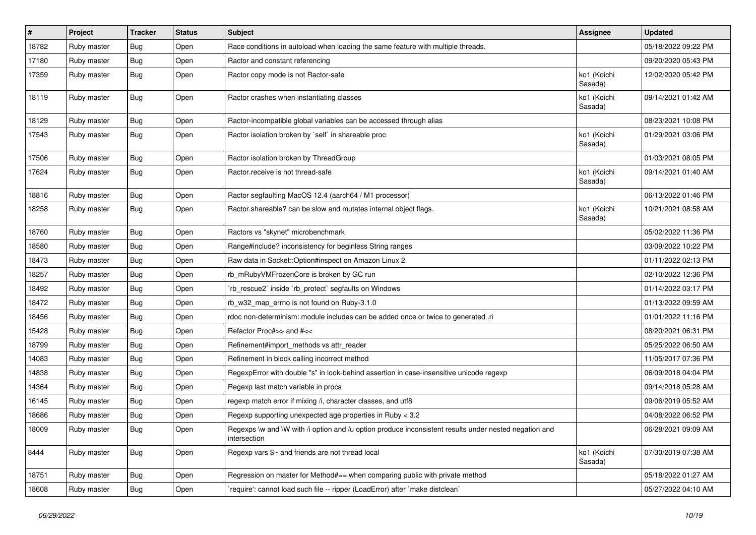| # | Project | Tracker | Status | Subject | Assignee | Updated |
| --- | --- | --- | --- | --- | --- | --- |
| 18782 | Ruby master | Bug | Open | Race conditions in autoload when loading the same feature with multiple threads. | | 05/18/2022 09:22 PM |
| 17180 | Ruby master | Bug | Open | Ractor and constant referencing | | 09/20/2020 05:43 PM |
| 17359 | Ruby master | Bug | Open | Ractor copy mode is not Ractor-safe | ko1 (Koichi Sasada) | 12/02/2020 05:42 PM |
| 18119 | Ruby master | Bug | Open | Ractor crashes when instantiating classes | ko1 (Koichi Sasada) | 09/14/2021 01:42 AM |
| 18129 | Ruby master | Bug | Open | Ractor-incompatible global variables can be accessed through alias | | 08/23/2021 10:08 PM |
| 17543 | Ruby master | Bug | Open | Ractor isolation broken by `self` in shareable proc | ko1 (Koichi Sasada) | 01/29/2021 03:06 PM |
| 17506 | Ruby master | Bug | Open | Ractor isolation broken by ThreadGroup | | 01/03/2021 08:05 PM |
| 17624 | Ruby master | Bug | Open | Ractor.receive is not thread-safe | ko1 (Koichi Sasada) | 09/14/2021 01:40 AM |
| 18816 | Ruby master | Bug | Open | Ractor segfaulting MacOS 12.4 (aarch64 / M1 processor) | | 06/13/2022 01:46 PM |
| 18258 | Ruby master | Bug | Open | Ractor.shareable? can be slow and mutates internal object flags. | ko1 (Koichi Sasada) | 10/21/2021 08:58 AM |
| 18760 | Ruby master | Bug | Open | Ractors vs "skynet" microbenchmark | | 05/02/2022 11:36 PM |
| 18580 | Ruby master | Bug | Open | Range#include? inconsistency for beginless String ranges | | 03/09/2022 10:22 PM |
| 18473 | Ruby master | Bug | Open | Raw data in Socket::Option#inspect on Amazon Linux 2 | | 01/11/2022 02:13 PM |
| 18257 | Ruby master | Bug | Open | rb_mRubyVMFrozenCore is broken by GC run | | 02/10/2022 12:36 PM |
| 18492 | Ruby master | Bug | Open | `rb_rescue2` inside `rb_protect` segfaults on Windows | | 01/14/2022 03:17 PM |
| 18472 | Ruby master | Bug | Open | rb_w32_map_errno is not found on Ruby-3.1.0 | | 01/13/2022 09:59 AM |
| 18456 | Ruby master | Bug | Open | rdoc non-determinism: module includes can be added once or twice to generated .ri | | 01/01/2022 11:16 PM |
| 15428 | Ruby master | Bug | Open | Refactor Proc#>> and #<< | | 08/20/2021 06:31 PM |
| 18799 | Ruby master | Bug | Open | Refinement#import_methods vs attr_reader | | 05/25/2022 06:50 AM |
| 14083 | Ruby master | Bug | Open | Refinement in block calling incorrect method | | 11/05/2017 07:36 PM |
| 14838 | Ruby master | Bug | Open | RegexpError with double "s" in look-behind assertion in case-insensitive unicode regexp | | 06/09/2018 04:04 PM |
| 14364 | Ruby master | Bug | Open | Regexp last match variable in procs | | 09/14/2018 05:28 AM |
| 16145 | Ruby master | Bug | Open | regexp match error if mixing /i, character classes, and utf8 | | 09/06/2019 05:52 AM |
| 18686 | Ruby master | Bug | Open | Regexp supporting unexpected age properties in Ruby < 3.2 | | 04/08/2022 06:52 PM |
| 18009 | Ruby master | Bug | Open | Regexps \w and \W with /i option and /u option produce inconsistent results under nested negation and intersection | | 06/28/2021 09:09 AM |
| 8444 | Ruby master | Bug | Open | Regexp vars $~ and friends are not thread local | ko1 (Koichi Sasada) | 07/30/2019 07:38 AM |
| 18751 | Ruby master | Bug | Open | Regression on master for Method#== when comparing public with private method | | 05/18/2022 01:27 AM |
| 18608 | Ruby master | Bug | Open | `require': cannot load such file -- ripper (LoadError) after `make distclean` | | 05/27/2022 04:10 AM |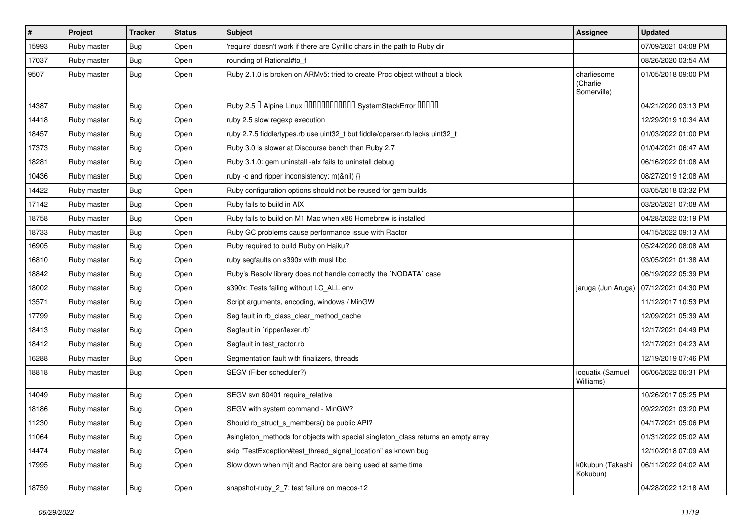| # | Project | Tracker | Status | Subject | Assignee | Updated |
|---|---|---|---|---|---|---|
| 15993 | Ruby master | Bug | Open | 'require' doesn't work if there are Cyrillic chars in the path to Ruby dir | | 07/09/2021 04:08 PM |
| 17037 | Ruby master | Bug | Open | rounding of Rational#to_f | | 08/26/2020 03:54 AM |
| 9507 | Ruby master | Bug | Open | Ruby 2.1.0 is broken on ARMv5: tried to create Proc object without a block | charliesome (Charlie Somerville) | 01/05/2018 09:00 PM |
| 14387 | Ruby master | Bug | Open | Ruby 2.5 � Alpine Linux ������������ SystemStackError ����� | | 04/21/2020 03:13 PM |
| 14418 | Ruby master | Bug | Open | ruby 2.5 slow regexp execution | | 12/29/2019 10:34 AM |
| 18457 | Ruby master | Bug | Open | ruby 2.7.5 fiddle/types.rb use uint32_t but fiddle/cparser.rb lacks uint32_t | | 01/03/2022 01:00 PM |
| 17373 | Ruby master | Bug | Open | Ruby 3.0 is slower at Discourse bench than Ruby 2.7 | | 01/04/2021 06:47 AM |
| 18281 | Ruby master | Bug | Open | Ruby 3.1.0: gem uninstall -alx fails to uninstall debug | | 06/16/2022 01:08 AM |
| 10436 | Ruby master | Bug | Open | ruby -c and ripper inconsistency: m(&nil) {} | | 08/27/2019 12:08 AM |
| 14422 | Ruby master | Bug | Open | Ruby configuration options should not be reused for gem builds | | 03/05/2018 03:32 PM |
| 17142 | Ruby master | Bug | Open | Ruby fails to build in AIX | | 03/20/2021 07:08 AM |
| 18758 | Ruby master | Bug | Open | Ruby fails to build on M1 Mac when x86 Homebrew is installed | | 04/28/2022 03:19 PM |
| 18733 | Ruby master | Bug | Open | Ruby GC problems cause performance issue with Ractor | | 04/15/2022 09:13 AM |
| 16905 | Ruby master | Bug | Open | Ruby required to build Ruby on Haiku? | | 05/24/2020 08:08 AM |
| 16810 | Ruby master | Bug | Open | ruby segfaults on s390x with musl libc | | 03/05/2021 01:38 AM |
| 18842 | Ruby master | Bug | Open | Ruby's Resolv library does not handle correctly the `NODATA` case | | 06/19/2022 05:39 PM |
| 18002 | Ruby master | Bug | Open | s390x: Tests failing without LC_ALL env | jaruga (Jun Aruga) | 07/12/2021 04:30 PM |
| 13571 | Ruby master | Bug | Open | Script arguments, encoding, windows / MinGW | | 11/12/2017 10:53 PM |
| 17799 | Ruby master | Bug | Open | Seg fault in rb_class_clear_method_cache | | 12/09/2021 05:39 AM |
| 18413 | Ruby master | Bug | Open | Segfault in `ripper/lexer.rb` | | 12/17/2021 04:49 PM |
| 18412 | Ruby master | Bug | Open | Segfault in test_ractor.rb | | 12/17/2021 04:23 AM |
| 16288 | Ruby master | Bug | Open | Segmentation fault with finalizers, threads | | 12/19/2019 07:46 PM |
| 18818 | Ruby master | Bug | Open | SEGV (Fiber scheduler?) | ioquatix (Samuel Williams) | 06/06/2022 06:31 PM |
| 14049 | Ruby master | Bug | Open | SEGV svn 60401 require_relative | | 10/26/2017 05:25 PM |
| 18186 | Ruby master | Bug | Open | SEGV with system command - MinGW? | | 09/22/2021 03:20 PM |
| 11230 | Ruby master | Bug | Open | Should rb_struct_s_members() be public API? | | 04/17/2021 05:06 PM |
| 11064 | Ruby master | Bug | Open | #singleton_methods for objects with special singleton_class returns an empty array | | 01/31/2022 05:02 AM |
| 14474 | Ruby master | Bug | Open | skip "TestException#test_thread_signal_location" as known bug | | 12/10/2018 07:09 AM |
| 17995 | Ruby master | Bug | Open | Slow down when mjit and Ractor are being used at same time | k0kubun (Takashi Kokubun) | 06/11/2022 04:02 AM |
| 18759 | Ruby master | Bug | Open | snapshot-ruby_2_7: test failure on macos-12 | | 04/28/2022 12:18 AM |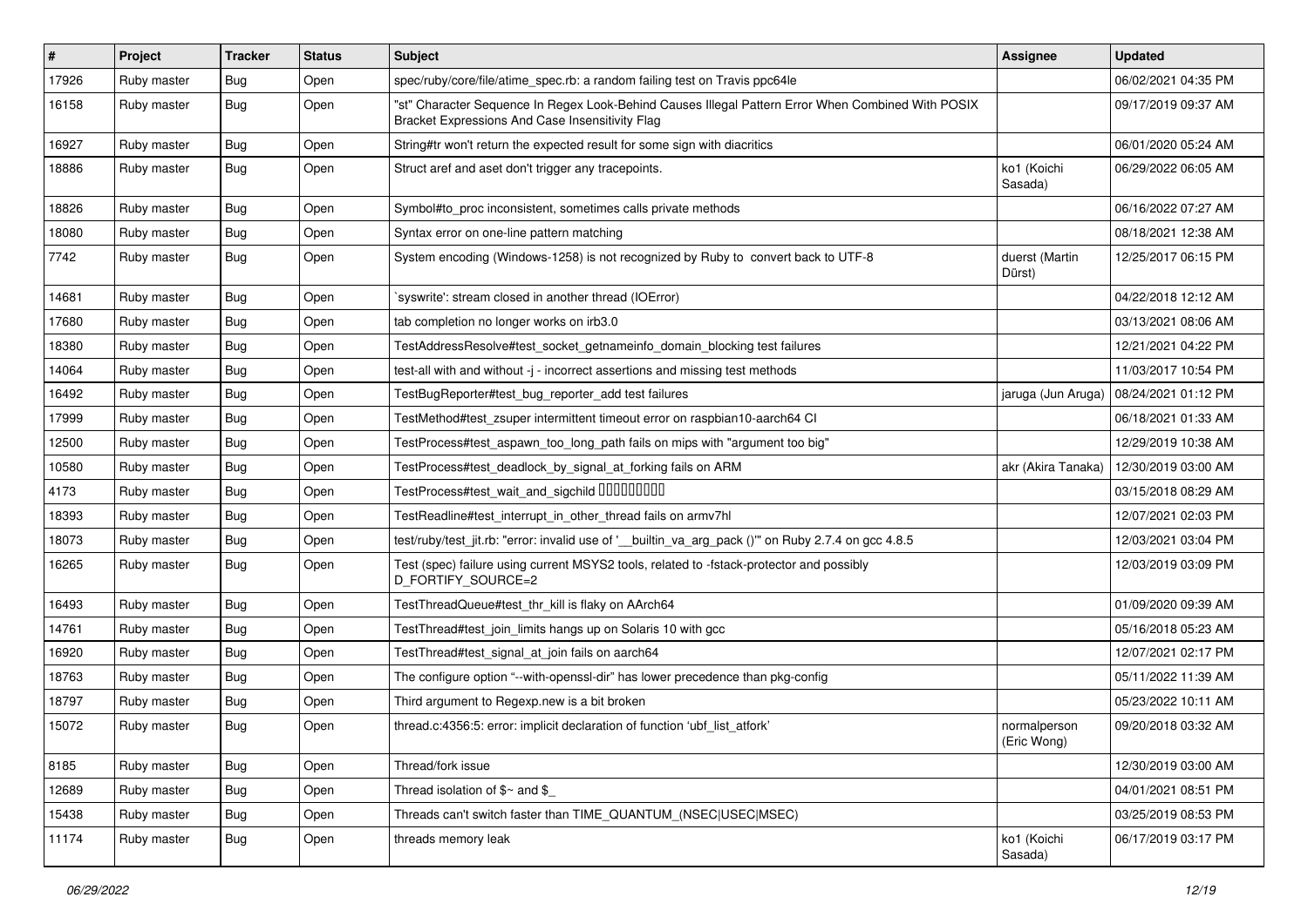| # | Project | Tracker | Status | Subject | Assignee | Updated |
|---|---|---|---|---|---|---|
| 17926 | Ruby master | Bug | Open | spec/ruby/core/file/atime_spec.rb: a random failing test on Travis ppc64le | | 06/02/2021 04:35 PM |
| 16158 | Ruby master | Bug | Open | "st" Character Sequence In Regex Look-Behind Causes Illegal Pattern Error When Combined With POSIX Bracket Expressions And Case Insensitivity Flag | | 09/17/2019 09:37 AM |
| 16927 | Ruby master | Bug | Open | String#tr won't return the expected result for some sign with diacritics | | 06/01/2020 05:24 AM |
| 18886 | Ruby master | Bug | Open | Struct aref and aset don't trigger any tracepoints. | ko1 (Koichi Sasada) | 06/29/2022 06:05 AM |
| 18826 | Ruby master | Bug | Open | Symbol#to_proc inconsistent, sometimes calls private methods | | 06/16/2022 07:27 AM |
| 18080 | Ruby master | Bug | Open | Syntax error on one-line pattern matching | | 08/18/2021 12:38 AM |
| 7742 | Ruby master | Bug | Open | System encoding (Windows-1258) is not recognized by Ruby to convert back to UTF-8 | duerst (Martin Dürst) | 12/25/2017 06:15 PM |
| 14681 | Ruby master | Bug | Open | `syswrite': stream closed in another thread (IOError) | | 04/22/2018 12:12 AM |
| 17680 | Ruby master | Bug | Open | tab completion no longer works on irb3.0 | | 03/13/2021 08:06 AM |
| 18380 | Ruby master | Bug | Open | TestAddressResolve#test_socket_getnameinfo_domain_blocking test failures | | 12/21/2021 04:22 PM |
| 14064 | Ruby master | Bug | Open | test-all with and without -j - incorrect assertions and missing test methods | | 11/03/2017 10:54 PM |
| 16492 | Ruby master | Bug | Open | TestBugReporter#test_bug_reporter_add test failures | jaruga (Jun Aruga) | 08/24/2021 01:12 PM |
| 17999 | Ruby master | Bug | Open | TestMethod#test_zsuper intermittent timeout error on raspbian10-aarch64 CI | | 06/18/2021 01:33 AM |
| 12500 | Ruby master | Bug | Open | TestProcess#test_aspawn_too_long_path fails on mips with "argument too big" | | 12/29/2019 10:38 AM |
| 10580 | Ruby master | Bug | Open | TestProcess#test_deadlock_by_signal_at_forking fails on ARM | akr (Akira Tanaka) | 12/30/2019 03:00 AM |
| 4173 | Ruby master | Bug | Open | TestProcess#test_wait_and_sigchild □□□□□□□□□ | | 03/15/2018 08:29 AM |
| 18393 | Ruby master | Bug | Open | TestReadline#test_interrupt_in_other_thread fails on armv7hl | | 12/07/2021 02:03 PM |
| 18073 | Ruby master | Bug | Open | test/ruby/test_jit.rb: "error: invalid use of '__builtin_va_arg_pack ()'" on Ruby 2.7.4 on gcc 4.8.5 | | 12/03/2021 03:04 PM |
| 16265 | Ruby master | Bug | Open | Test (spec) failure using current MSYS2 tools, related to -fstack-protector and possibly D_FORTIFY_SOURCE=2 | | 12/03/2019 03:09 PM |
| 16493 | Ruby master | Bug | Open | TestThreadQueue#test_thr_kill is flaky on AArch64 | | 01/09/2020 09:39 AM |
| 14761 | Ruby master | Bug | Open | TestThread#test_join_limits hangs up on Solaris 10 with gcc | | 05/16/2018 05:23 AM |
| 16920 | Ruby master | Bug | Open | TestThread#test_signal_at_join fails on aarch64 | | 12/07/2021 02:17 PM |
| 18763 | Ruby master | Bug | Open | The configure option "--with-openssl-dir" has lower precedence than pkg-config | | 05/11/2022 11:39 AM |
| 18797 | Ruby master | Bug | Open | Third argument to Regexp.new is a bit broken | | 05/23/2022 10:11 AM |
| 15072 | Ruby master | Bug | Open | thread.c:4356:5: error: implicit declaration of function 'ubf_list_atfork' | normalperson (Eric Wong) | 09/20/2018 03:32 AM |
| 8185 | Ruby master | Bug | Open | Thread/fork issue | | 12/30/2019 03:00 AM |
| 12689 | Ruby master | Bug | Open | Thread isolation of $~ and $_ | | 04/01/2021 08:51 PM |
| 15438 | Ruby master | Bug | Open | Threads can't switch faster than TIME_QUANTUM_(NSEC\|USEC\|MSEC) | | 03/25/2019 08:53 PM |
| 11174 | Ruby master | Bug | Open | threads memory leak | ko1 (Koichi Sasada) | 06/17/2019 03:17 PM |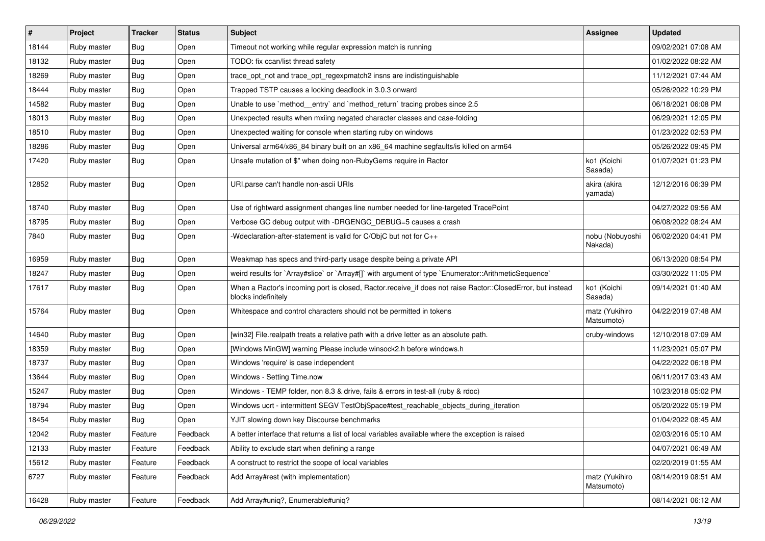| # | Project | Tracker | Status | Subject | Assignee | Updated |
|---|---|---|---|---|---|---|
| 18144 | Ruby master | Bug | Open | Timeout not working while regular expression match is running | | 09/02/2021 07:08 AM |
| 18132 | Ruby master | Bug | Open | TODO: fix ccan/list thread safety | | 01/02/2022 08:22 AM |
| 18269 | Ruby master | Bug | Open | trace_opt_not and trace_opt_regexpmatch2 insns are indistinguishable | | 11/12/2021 07:44 AM |
| 18444 | Ruby master | Bug | Open | Trapped TSTP causes a locking deadlock in 3.0.3 onward | | 05/26/2022 10:29 PM |
| 14582 | Ruby master | Bug | Open | Unable to use `method__entry` and `method_return` tracing probes since 2.5 | | 06/18/2021 06:08 PM |
| 18013 | Ruby master | Bug | Open | Unexpected results when mxiing negated character classes and case-folding | | 06/29/2021 12:05 PM |
| 18510 | Ruby master | Bug | Open | Unexpected waiting for console when starting ruby on windows | | 01/23/2022 02:53 PM |
| 18286 | Ruby master | Bug | Open | Universal arm64/x86_84 binary built on an x86_64 machine segfaults/is killed on arm64 | | 05/26/2022 09:45 PM |
| 17420 | Ruby master | Bug | Open | Unsafe mutation of $" when doing non-RubyGems require in Ractor | ko1 (Koichi Sasada) | 01/07/2021 01:23 PM |
| 12852 | Ruby master | Bug | Open | URI.parse can't handle non-ascii URIs | akira (akira yamada) | 12/12/2016 06:39 PM |
| 18740 | Ruby master | Bug | Open | Use of rightward assignment changes line number needed for line-targeted TracePoint | | 04/27/2022 09:56 AM |
| 18795 | Ruby master | Bug | Open | Verbose GC debug output with -DRGENGC_DEBUG=5 causes a crash | | 06/08/2022 08:24 AM |
| 7840 | Ruby master | Bug | Open | -Wdeclaration-after-statement is valid for C/ObjC but not for C++ | nobu (Nobuyoshi Nakada) | 06/02/2020 04:41 PM |
| 16959 | Ruby master | Bug | Open | Weakmap has specs and third-party usage despite being a private API | | 06/13/2020 08:54 PM |
| 18247 | Ruby master | Bug | Open | weird results for `Array#slice` or `Array#[]` with argument of type `Enumerator::ArithmeticSequence` | | 03/30/2022 11:05 PM |
| 17617 | Ruby master | Bug | Open | When a Ractor's incoming port is closed, Ractor.receive_if does not raise Ractor::ClosedError, but instead blocks indefinitely | ko1 (Koichi Sasada) | 09/14/2021 01:40 AM |
| 15764 | Ruby master | Bug | Open | Whitespace and control characters should not be permitted in tokens | matz (Yukihiro Matsumoto) | 04/22/2019 07:48 AM |
| 14640 | Ruby master | Bug | Open | [win32] File.realpath treats a relative path with a drive letter as an absolute path. | cruby-windows | 12/10/2018 07:09 AM |
| 18359 | Ruby master | Bug | Open | [Windows MinGW] warning Please include winsock2.h before windows.h | | 11/23/2021 05:07 PM |
| 18737 | Ruby master | Bug | Open | Windows 'require' is case independent | | 04/22/2022 06:18 PM |
| 13644 | Ruby master | Bug | Open | Windows - Setting Time.now | | 06/11/2017 03:43 AM |
| 15247 | Ruby master | Bug | Open | Windows - TEMP folder, non 8.3 & drive, fails & errors in test-all (ruby & rdoc) | | 10/23/2018 05:02 PM |
| 18794 | Ruby master | Bug | Open | Windows ucrt - intermittent SEGV TestObjSpace#test_reachable_objects_during_iteration | | 05/20/2022 05:19 PM |
| 18454 | Ruby master | Bug | Open | YJIT slowing down key Discourse benchmarks | | 01/04/2022 08:45 AM |
| 12042 | Ruby master | Feature | Feedback | A better interface that returns a list of local variables available where the exception is raised | | 02/03/2016 05:10 AM |
| 12133 | Ruby master | Feature | Feedback | Ability to exclude start when defining a range | | 04/07/2021 06:49 AM |
| 15612 | Ruby master | Feature | Feedback | A construct to restrict the scope of local variables | | 02/20/2019 01:55 AM |
| 6727 | Ruby master | Feature | Feedback | Add Array#rest (with implementation) | matz (Yukihiro Matsumoto) | 08/14/2019 08:51 AM |
| 16428 | Ruby master | Feature | Feedback | Add Array#uniq?, Enumerable#uniq? | | 08/14/2021 06:12 AM |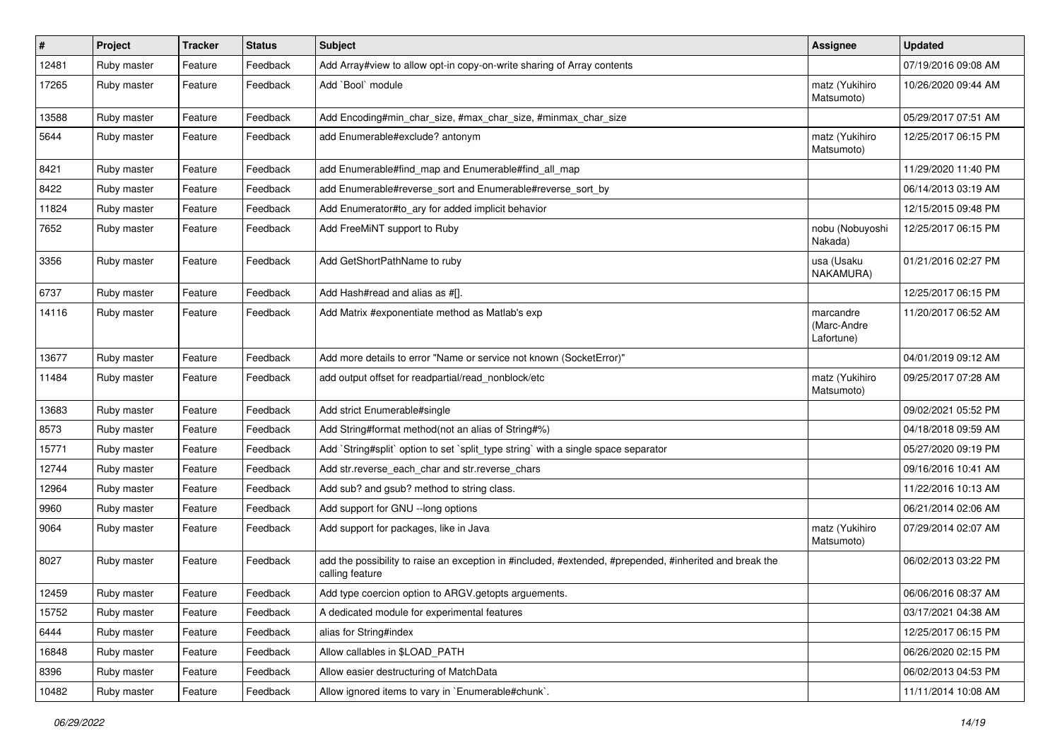| # | Project | Tracker | Status | Subject | Assignee | Updated |
|---|---|---|---|---|---|---|
| 12481 | Ruby master | Feature | Feedback | Add Array#view to allow opt-in copy-on-write sharing of Array contents | | 07/19/2016 09:08 AM |
| 17265 | Ruby master | Feature | Feedback | Add `Bool` module | matz (Yukihiro Matsumoto) | 10/26/2020 09:44 AM |
| 13588 | Ruby master | Feature | Feedback | Add Encoding#min_char_size, #max_char_size, #minmax_char_size | | 05/29/2017 07:51 AM |
| 5644 | Ruby master | Feature | Feedback | add Enumerable#exclude? antonym | matz (Yukihiro Matsumoto) | 12/25/2017 06:15 PM |
| 8421 | Ruby master | Feature | Feedback | add Enumerable#find_map and Enumerable#find_all_map | | 11/29/2020 11:40 PM |
| 8422 | Ruby master | Feature | Feedback | add Enumerable#reverse_sort and Enumerable#reverse_sort_by | | 06/14/2013 03:19 AM |
| 11824 | Ruby master | Feature | Feedback | Add Enumerator#to_ary for added implicit behavior | | 12/15/2015 09:48 PM |
| 7652 | Ruby master | Feature | Feedback | Add FreeMiNT support to Ruby | nobu (Nobuyoshi Nakada) | 12/25/2017 06:15 PM |
| 3356 | Ruby master | Feature | Feedback | Add GetShortPathName to ruby | usa (Usaku NAKAMURA) | 01/21/2016 02:27 PM |
| 6737 | Ruby master | Feature | Feedback | Add Hash#read and alias as #[]. | | 12/25/2017 06:15 PM |
| 14116 | Ruby master | Feature | Feedback | Add Matrix #exponentiate method as Matlab's exp | marcandre (Marc-Andre Lafortune) | 11/20/2017 06:52 AM |
| 13677 | Ruby master | Feature | Feedback | Add more details to error "Name or service not known (SocketError)" | | 04/01/2019 09:12 AM |
| 11484 | Ruby master | Feature | Feedback | add output offset for readpartial/read_nonblock/etc | matz (Yukihiro Matsumoto) | 09/25/2017 07:28 AM |
| 13683 | Ruby master | Feature | Feedback | Add strict Enumerable#single | | 09/02/2021 05:52 PM |
| 8573 | Ruby master | Feature | Feedback | Add String#format method(not an alias of String#%) | | 04/18/2018 09:59 AM |
| 15771 | Ruby master | Feature | Feedback | Add `String#split` option to set `split_type string` with a single space separator | | 05/27/2020 09:19 PM |
| 12744 | Ruby master | Feature | Feedback | Add str.reverse_each_char and str.reverse_chars | | 09/16/2016 10:41 AM |
| 12964 | Ruby master | Feature | Feedback | Add sub? and gsub? method to string class. | | 11/22/2016 10:13 AM |
| 9960 | Ruby master | Feature | Feedback | Add support for GNU --long options | | 06/21/2014 02:06 AM |
| 9064 | Ruby master | Feature | Feedback | Add support for packages, like in Java | matz (Yukihiro Matsumoto) | 07/29/2014 02:07 AM |
| 8027 | Ruby master | Feature | Feedback | add the possibility to raise an exception in #included, #extended, #prepended, #inherited and break the calling feature | | 06/02/2013 03:22 PM |
| 12459 | Ruby master | Feature | Feedback | Add type coercion option to ARGV.getopts arguements. | | 06/06/2016 08:37 AM |
| 15752 | Ruby master | Feature | Feedback | A dedicated module for experimental features | | 03/17/2021 04:38 AM |
| 6444 | Ruby master | Feature | Feedback | alias for String#index | | 12/25/2017 06:15 PM |
| 16848 | Ruby master | Feature | Feedback | Allow callables in $LOAD_PATH | | 06/26/2020 02:15 PM |
| 8396 | Ruby master | Feature | Feedback | Allow easier destructuring of MatchData | | 06/02/2013 04:53 PM |
| 10482 | Ruby master | Feature | Feedback | Allow ignored items to vary in `Enumerable#chunk`. | | 11/11/2014 10:08 AM |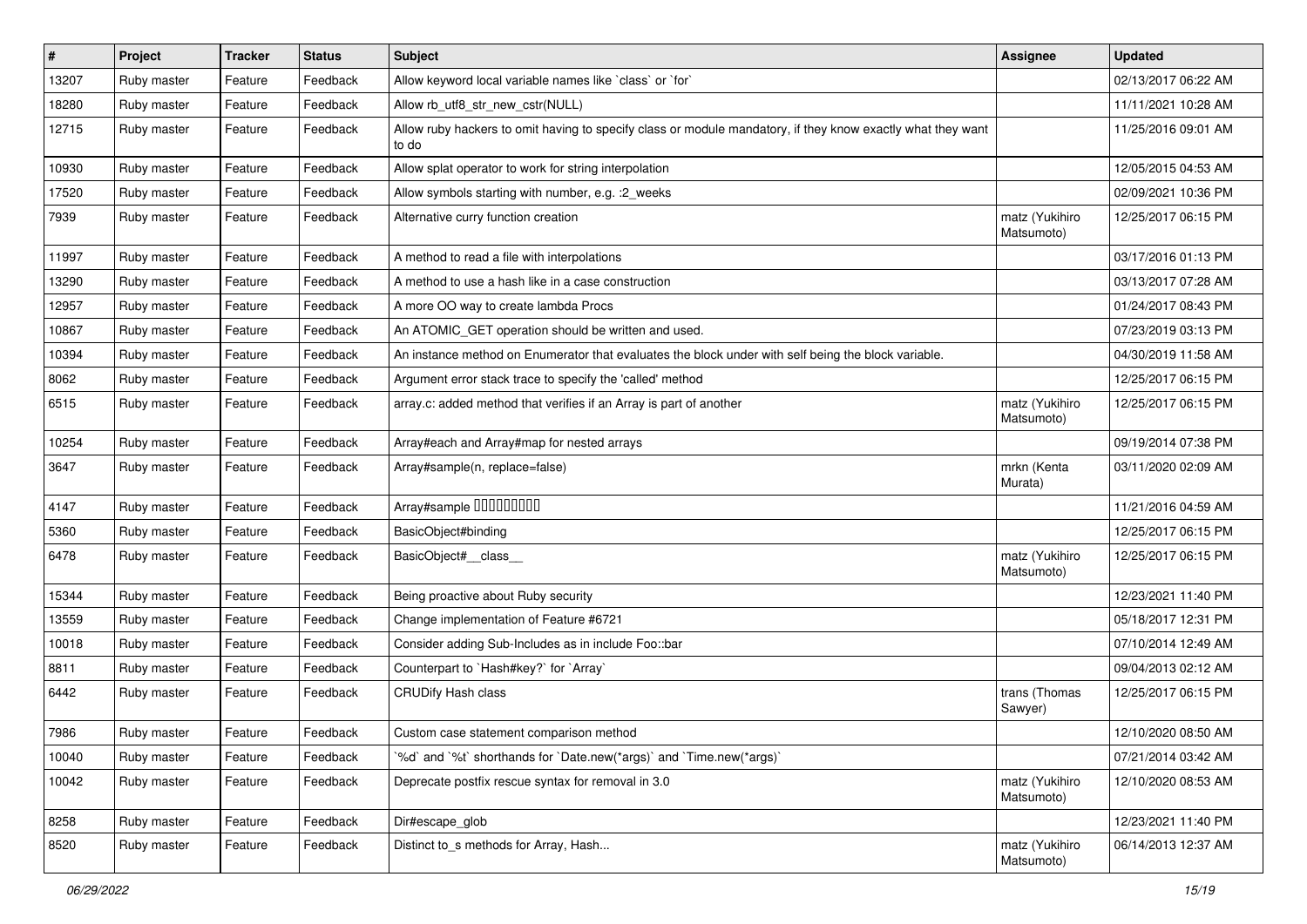| # | Project | Tracker | Status | Subject | Assignee | Updated |
| --- | --- | --- | --- | --- | --- | --- |
| 13207 | Ruby master | Feature | Feedback | Allow keyword local variable names like `class` or `for` | | 02/13/2017 06:22 AM |
| 18280 | Ruby master | Feature | Feedback | Allow rb_utf8_str_new_cstr(NULL) | | 11/11/2021 10:28 AM |
| 12715 | Ruby master | Feature | Feedback | Allow ruby hackers to omit having to specify class or module mandatory, if they know exactly what they want to do | | 11/25/2016 09:01 AM |
| 10930 | Ruby master | Feature | Feedback | Allow splat operator to work for string interpolation | | 12/05/2015 04:53 AM |
| 17520 | Ruby master | Feature | Feedback | Allow symbols starting with number, e.g. :2_weeks | | 02/09/2021 10:36 PM |
| 7939 | Ruby master | Feature | Feedback | Alternative curry function creation | matz (Yukihiro Matsumoto) | 12/25/2017 06:15 PM |
| 11997 | Ruby master | Feature | Feedback | A method to read a file with interpolations | | 03/17/2016 01:13 PM |
| 13290 | Ruby master | Feature | Feedback | A method to use a hash like in a case construction | | 03/13/2017 07:28 AM |
| 12957 | Ruby master | Feature | Feedback | A more OO way to create lambda Procs | | 01/24/2017 08:43 PM |
| 10867 | Ruby master | Feature | Feedback | An ATOMIC_GET operation should be written and used. | | 07/23/2019 03:13 PM |
| 10394 | Ruby master | Feature | Feedback | An instance method on Enumerator that evaluates the block under with self being the block variable. | | 04/30/2019 11:58 AM |
| 8062 | Ruby master | Feature | Feedback | Argument error stack trace to specify the 'called' method | | 12/25/2017 06:15 PM |
| 6515 | Ruby master | Feature | Feedback | array.c: added method that verifies if an Array is part of another | matz (Yukihiro Matsumoto) | 12/25/2017 06:15 PM |
| 10254 | Ruby master | Feature | Feedback | Array#each and Array#map for nested arrays | | 09/19/2014 07:38 PM |
| 3647 | Ruby master | Feature | Feedback | Array#sample(n, replace=false) | mrkn (Kenta Murata) | 03/11/2020 02:09 AM |
| 4147 | Ruby master | Feature | Feedback | Array#sample ��������� | | 11/21/2016 04:59 AM |
| 5360 | Ruby master | Feature | Feedback | BasicObject#binding | | 12/25/2017 06:15 PM |
| 6478 | Ruby master | Feature | Feedback | BasicObject#__class__ | matz (Yukihiro Matsumoto) | 12/25/2017 06:15 PM |
| 15344 | Ruby master | Feature | Feedback | Being proactive about Ruby security | | 12/23/2021 11:40 PM |
| 13559 | Ruby master | Feature | Feedback | Change implementation of Feature #6721 | | 05/18/2017 12:31 PM |
| 10018 | Ruby master | Feature | Feedback | Consider adding Sub-Includes as in include Foo::bar | | 07/10/2014 12:49 AM |
| 8811 | Ruby master | Feature | Feedback | Counterpart to `Hash#key?` for `Array` | | 09/04/2013 02:12 AM |
| 6442 | Ruby master | Feature | Feedback | CRUDify Hash class | trans (Thomas Sawyer) | 12/25/2017 06:15 PM |
| 7986 | Ruby master | Feature | Feedback | Custom case statement comparison method | | 12/10/2020 08:50 AM |
| 10040 | Ruby master | Feature | Feedback | `%d` and `%t` shorthands for `Date.new(*args)` and `Time.new(*args)` | | 07/21/2014 03:42 AM |
| 10042 | Ruby master | Feature | Feedback | Deprecate postfix rescue syntax for removal in 3.0 | matz (Yukihiro Matsumoto) | 12/10/2020 08:53 AM |
| 8258 | Ruby master | Feature | Feedback | Dir#escape_glob | | 12/23/2021 11:40 PM |
| 8520 | Ruby master | Feature | Feedback | Distinct to_s methods for Array, Hash... | matz (Yukihiro Matsumoto) | 06/14/2013 12:37 AM |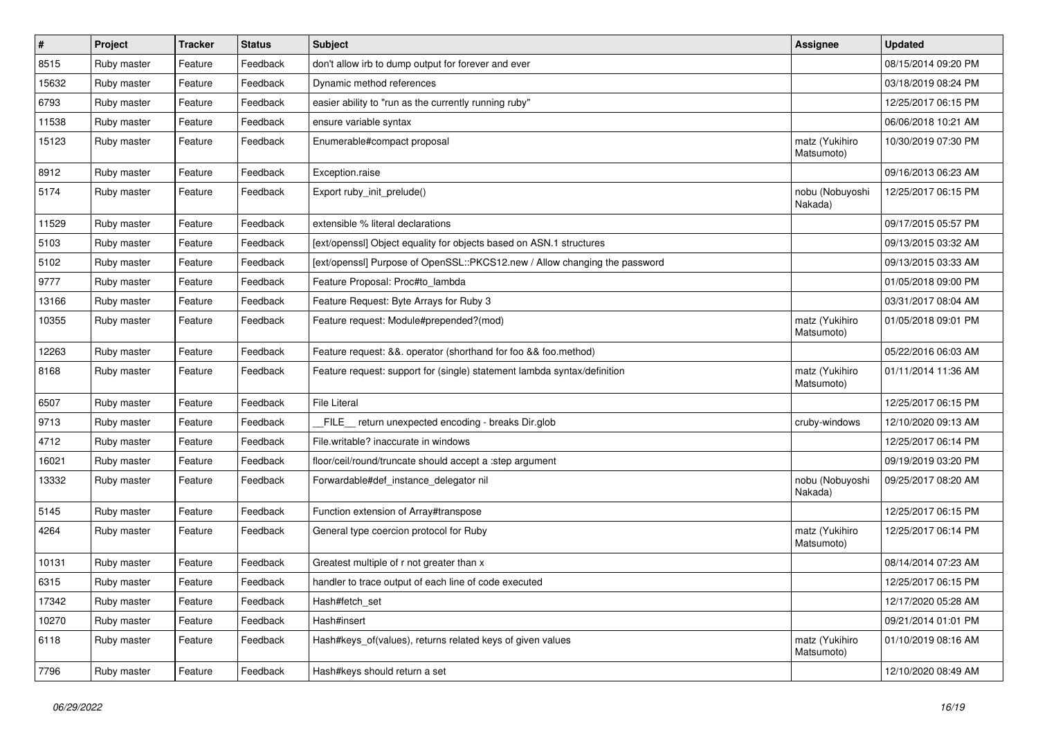| # | Project | Tracker | Status | Subject | Assignee | Updated |
|---|---|---|---|---|---|---|
| 8515 | Ruby master | Feature | Feedback | don't allow irb to dump output for forever and ever | | 08/15/2014 09:20 PM |
| 15632 | Ruby master | Feature | Feedback | Dynamic method references | | 03/18/2019 08:24 PM |
| 6793 | Ruby master | Feature | Feedback | easier ability to "run as the currently running ruby" | | 12/25/2017 06:15 PM |
| 11538 | Ruby master | Feature | Feedback | ensure variable syntax | | 06/06/2018 10:21 AM |
| 15123 | Ruby master | Feature | Feedback | Enumerable#compact proposal | matz (Yukihiro Matsumoto) | 10/30/2019 07:30 PM |
| 8912 | Ruby master | Feature | Feedback | Exception.raise | | 09/16/2013 06:23 AM |
| 5174 | Ruby master | Feature | Feedback | Export ruby_init_prelude() | nobu (Nobuyoshi Nakada) | 12/25/2017 06:15 PM |
| 11529 | Ruby master | Feature | Feedback | extensible % literal declarations | | 09/17/2015 05:57 PM |
| 5103 | Ruby master | Feature | Feedback | [ext/openssl] Object equality for objects based on ASN.1 structures | | 09/13/2015 03:32 AM |
| 5102 | Ruby master | Feature | Feedback | [ext/openssl] Purpose of OpenSSL::PKCS12.new / Allow changing the password | | 09/13/2015 03:33 AM |
| 9777 | Ruby master | Feature | Feedback | Feature Proposal: Proc#to_lambda | | 01/05/2018 09:00 PM |
| 13166 | Ruby master | Feature | Feedback | Feature Request: Byte Arrays for Ruby 3 | | 03/31/2017 08:04 AM |
| 10355 | Ruby master | Feature | Feedback | Feature request: Module#prepended?(mod) | matz (Yukihiro Matsumoto) | 01/05/2018 09:01 PM |
| 12263 | Ruby master | Feature | Feedback | Feature request: &&. operator (shorthand for foo && foo.method) | | 05/22/2016 06:03 AM |
| 8168 | Ruby master | Feature | Feedback | Feature request: support for (single) statement lambda syntax/definition | matz (Yukihiro Matsumoto) | 01/11/2014 11:36 AM |
| 6507 | Ruby master | Feature | Feedback | File Literal | | 12/25/2017 06:15 PM |
| 9713 | Ruby master | Feature | Feedback | __FILE__ return unexpected encoding - breaks Dir.glob | cruby-windows | 12/10/2020 09:13 AM |
| 4712 | Ruby master | Feature | Feedback | File.writable? inaccurate in windows | | 12/25/2017 06:14 PM |
| 16021 | Ruby master | Feature | Feedback | floor/ceil/round/truncate should accept a :step argument | | 09/19/2019 03:20 PM |
| 13332 | Ruby master | Feature | Feedback | Forwardable#def_instance_delegator nil | nobu (Nobuyoshi Nakada) | 09/25/2017 08:20 AM |
| 5145 | Ruby master | Feature | Feedback | Function extension of Array#transpose | | 12/25/2017 06:15 PM |
| 4264 | Ruby master | Feature | Feedback | General type coercion protocol for Ruby | matz (Yukihiro Matsumoto) | 12/25/2017 06:14 PM |
| 10131 | Ruby master | Feature | Feedback | Greatest multiple of r not greater than x | | 08/14/2014 07:23 AM |
| 6315 | Ruby master | Feature | Feedback | handler to trace output of each line of code executed | | 12/25/2017 06:15 PM |
| 17342 | Ruby master | Feature | Feedback | Hash#fetch_set | | 12/17/2020 05:28 AM |
| 10270 | Ruby master | Feature | Feedback | Hash#insert | | 09/21/2014 01:01 PM |
| 6118 | Ruby master | Feature | Feedback | Hash#keys_of(values), returns related keys of given values | matz (Yukihiro Matsumoto) | 01/10/2019 08:16 AM |
| 7796 | Ruby master | Feature | Feedback | Hash#keys should return a set | | 12/10/2020 08:49 AM |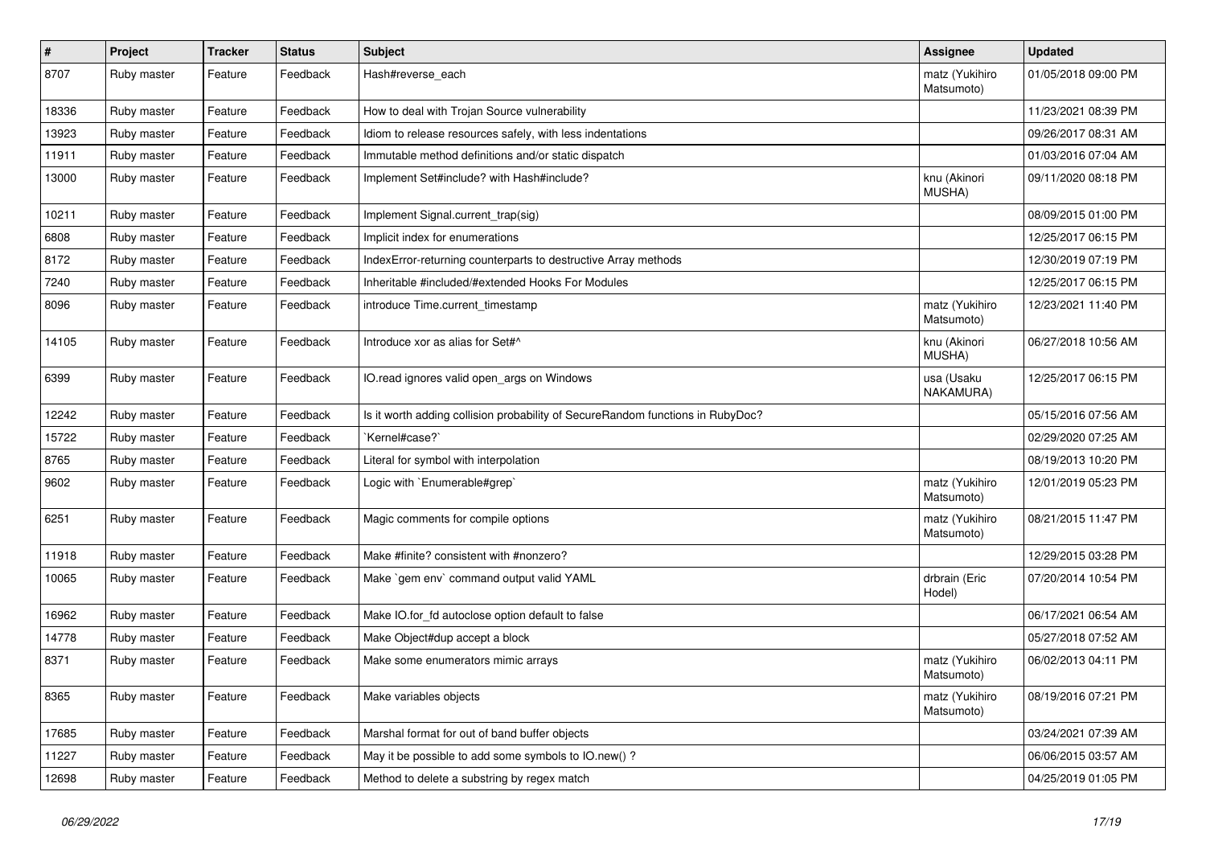| # | Project | Tracker | Status | Subject | Assignee | Updated |
|---|---|---|---|---|---|---|
| 8707 | Ruby master | Feature | Feedback | Hash#reverse_each | matz (Yukihiro Matsumoto) | 01/05/2018 09:00 PM |
| 18336 | Ruby master | Feature | Feedback | How to deal with Trojan Source vulnerability | | 11/23/2021 08:39 PM |
| 13923 | Ruby master | Feature | Feedback | Idiom to release resources safely, with less indentations | | 09/26/2017 08:31 AM |
| 11911 | Ruby master | Feature | Feedback | Immutable method definitions and/or static dispatch | | 01/03/2016 07:04 AM |
| 13000 | Ruby master | Feature | Feedback | Implement Set#include? with Hash#include? | knu (Akinori MUSHA) | 09/11/2020 08:18 PM |
| 10211 | Ruby master | Feature | Feedback | Implement Signal.current_trap(sig) | | 08/09/2015 01:00 PM |
| 6808 | Ruby master | Feature | Feedback | Implicit index for enumerations | | 12/25/2017 06:15 PM |
| 8172 | Ruby master | Feature | Feedback | IndexError-returning counterparts to destructive Array methods | | 12/30/2019 07:19 PM |
| 7240 | Ruby master | Feature | Feedback | Inheritable #included/#extended Hooks For Modules | | 12/25/2017 06:15 PM |
| 8096 | Ruby master | Feature | Feedback | introduce Time.current_timestamp | matz (Yukihiro Matsumoto) | 12/23/2021 11:40 PM |
| 14105 | Ruby master | Feature | Feedback | Introduce xor as alias for Set#^ | knu (Akinori MUSHA) | 06/27/2018 10:56 AM |
| 6399 | Ruby master | Feature | Feedback | IO.read ignores valid open_args on Windows | usa (Usaku NAKAMURA) | 12/25/2017 06:15 PM |
| 12242 | Ruby master | Feature | Feedback | Is it worth adding collision probability of SecureRandom functions in RubyDoc? | | 05/15/2016 07:56 AM |
| 15722 | Ruby master | Feature | Feedback | `Kernel#case?` | | 02/29/2020 07:25 AM |
| 8765 | Ruby master | Feature | Feedback | Literal for symbol with interpolation | | 08/19/2013 10:20 PM |
| 9602 | Ruby master | Feature | Feedback | Logic with `Enumerable#grep` | matz (Yukihiro Matsumoto) | 12/01/2019 05:23 PM |
| 6251 | Ruby master | Feature | Feedback | Magic comments for compile options | matz (Yukihiro Matsumoto) | 08/21/2015 11:47 PM |
| 11918 | Ruby master | Feature | Feedback | Make #finite? consistent with #nonzero? | | 12/29/2015 03:28 PM |
| 10065 | Ruby master | Feature | Feedback | Make `gem env` command output valid YAML | drbrain (Eric Hodel) | 07/20/2014 10:54 PM |
| 16962 | Ruby master | Feature | Feedback | Make IO.for_fd autoclose option default to false | | 06/17/2021 06:54 AM |
| 14778 | Ruby master | Feature | Feedback | Make Object#dup accept a block | | 05/27/2018 07:52 AM |
| 8371 | Ruby master | Feature | Feedback | Make some enumerators mimic arrays | matz (Yukihiro Matsumoto) | 06/02/2013 04:11 PM |
| 8365 | Ruby master | Feature | Feedback | Make variables objects | matz (Yukihiro Matsumoto) | 08/19/2016 07:21 PM |
| 17685 | Ruby master | Feature | Feedback | Marshal format for out of band buffer objects | | 03/24/2021 07:39 AM |
| 11227 | Ruby master | Feature | Feedback | May it be possible to add some symbols to IO.new() ? | | 06/06/2015 03:57 AM |
| 12698 | Ruby master | Feature | Feedback | Method to delete a substring by regex match | | 04/25/2019 01:05 PM |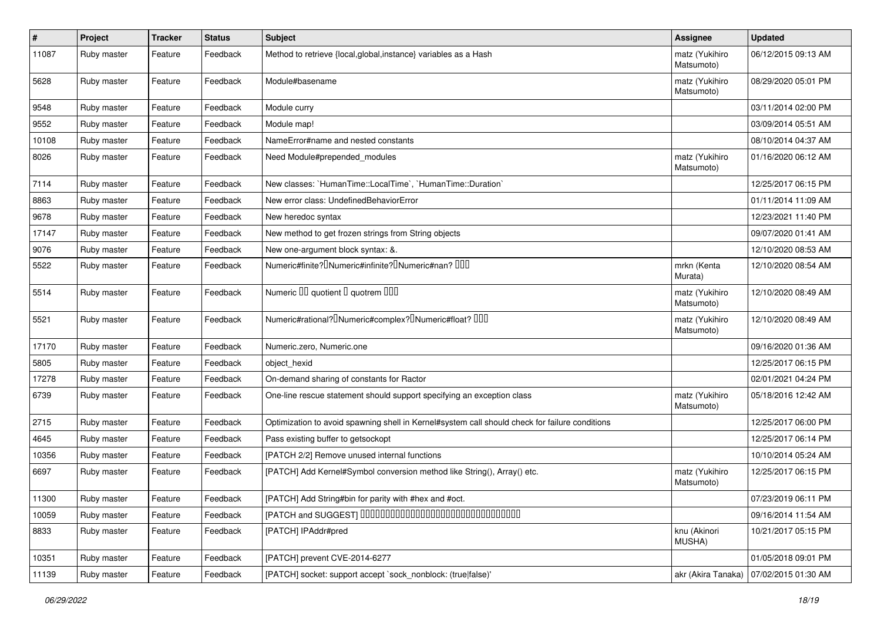| # | Project | Tracker | Status | Subject | Assignee | Updated |
|---|---|---|---|---|---|---|
| 11087 | Ruby master | Feature | Feedback | Method to retrieve {local,global,instance} variables as a Hash | matz (Yukihiro Matsumoto) | 06/12/2015 09:13 AM |
| 5628 | Ruby master | Feature | Feedback | Module#basename | matz (Yukihiro Matsumoto) | 08/29/2020 05:01 PM |
| 9548 | Ruby master | Feature | Feedback | Module curry | | 03/11/2014 02:00 PM |
| 9552 | Ruby master | Feature | Feedback | Module map! | | 03/09/2014 05:51 AM |
| 10108 | Ruby master | Feature | Feedback | NameError#name and nested constants | | 08/10/2014 04:37 AM |
| 8026 | Ruby master | Feature | Feedback | Need Module#prepended_modules | matz (Yukihiro Matsumoto) | 01/16/2020 06:12 AM |
| 7114 | Ruby master | Feature | Feedback | New classes: `HumanTime::LocalTime`, `HumanTime::Duration` | | 12/25/2017 06:15 PM |
| 8863 | Ruby master | Feature | Feedback | New error class: UndefinedBehaviorError | | 01/11/2014 11:09 AM |
| 9678 | Ruby master | Feature | Feedback | New heredoc syntax | | 12/23/2021 11:40 PM |
| 17147 | Ruby master | Feature | Feedback | New method to get frozen strings from String objects | | 09/07/2020 01:41 AM |
| 9076 | Ruby master | Feature | Feedback | New one-argument block syntax: &. | | 12/10/2020 08:53 AM |
| 5522 | Ruby master | Feature | Feedback | Numeric#finite?�Numeric#infinite?�Numeric#nan? ��� | mrkn (Kenta Murata) | 12/10/2020 08:54 AM |
| 5514 | Ruby master | Feature | Feedback | Numeric �� quotient � quotrem ��� | matz (Yukihiro Matsumoto) | 12/10/2020 08:49 AM |
| 5521 | Ruby master | Feature | Feedback | Numeric#rational?�Numeric#complex?�Numeric#float? ��� | matz (Yukihiro Matsumoto) | 12/10/2020 08:49 AM |
| 17170 | Ruby master | Feature | Feedback | Numeric.zero, Numeric.one | | 09/16/2020 01:36 AM |
| 5805 | Ruby master | Feature | Feedback | object_hexid | | 12/25/2017 06:15 PM |
| 17278 | Ruby master | Feature | Feedback | On-demand sharing of constants for Ractor | | 02/01/2021 04:24 PM |
| 6739 | Ruby master | Feature | Feedback | One-line rescue statement should support specifying an exception class | matz (Yukihiro Matsumoto) | 05/18/2016 12:42 AM |
| 2715 | Ruby master | Feature | Feedback | Optimization to avoid spawning shell in Kernel#system call should check for failure conditions | | 12/25/2017 06:00 PM |
| 4645 | Ruby master | Feature | Feedback | Pass existing buffer to getsockopt | | 12/25/2017 06:14 PM |
| 10356 | Ruby master | Feature | Feedback | [PATCH 2/2] Remove unused internal functions | | 10/10/2014 05:24 AM |
| 6697 | Ruby master | Feature | Feedback | [PATCH] Add Kernel#Symbol conversion method like String(), Array() etc. | matz (Yukihiro Matsumoto) | 12/25/2017 06:15 PM |
| 11300 | Ruby master | Feature | Feedback | [PATCH] Add String#bin for parity with #hex and #oct. | | 07/23/2019 06:11 PM |
| 10059 | Ruby master | Feature | Feedback | [PATCH and SUGGEST] ������������������������������������ | | 09/16/2014 11:54 AM |
| 8833 | Ruby master | Feature | Feedback | [PATCH] IPAddr#pred | knu (Akinori MUSHA) | 10/21/2017 05:15 PM |
| 10351 | Ruby master | Feature | Feedback | [PATCH] prevent CVE-2014-6277 | | 01/05/2018 09:01 PM |
| 11139 | Ruby master | Feature | Feedback | [PATCH] socket: support accept `sock_nonblock: (true\|false)' | akr (Akira Tanaka) | 07/02/2015 01:30 AM |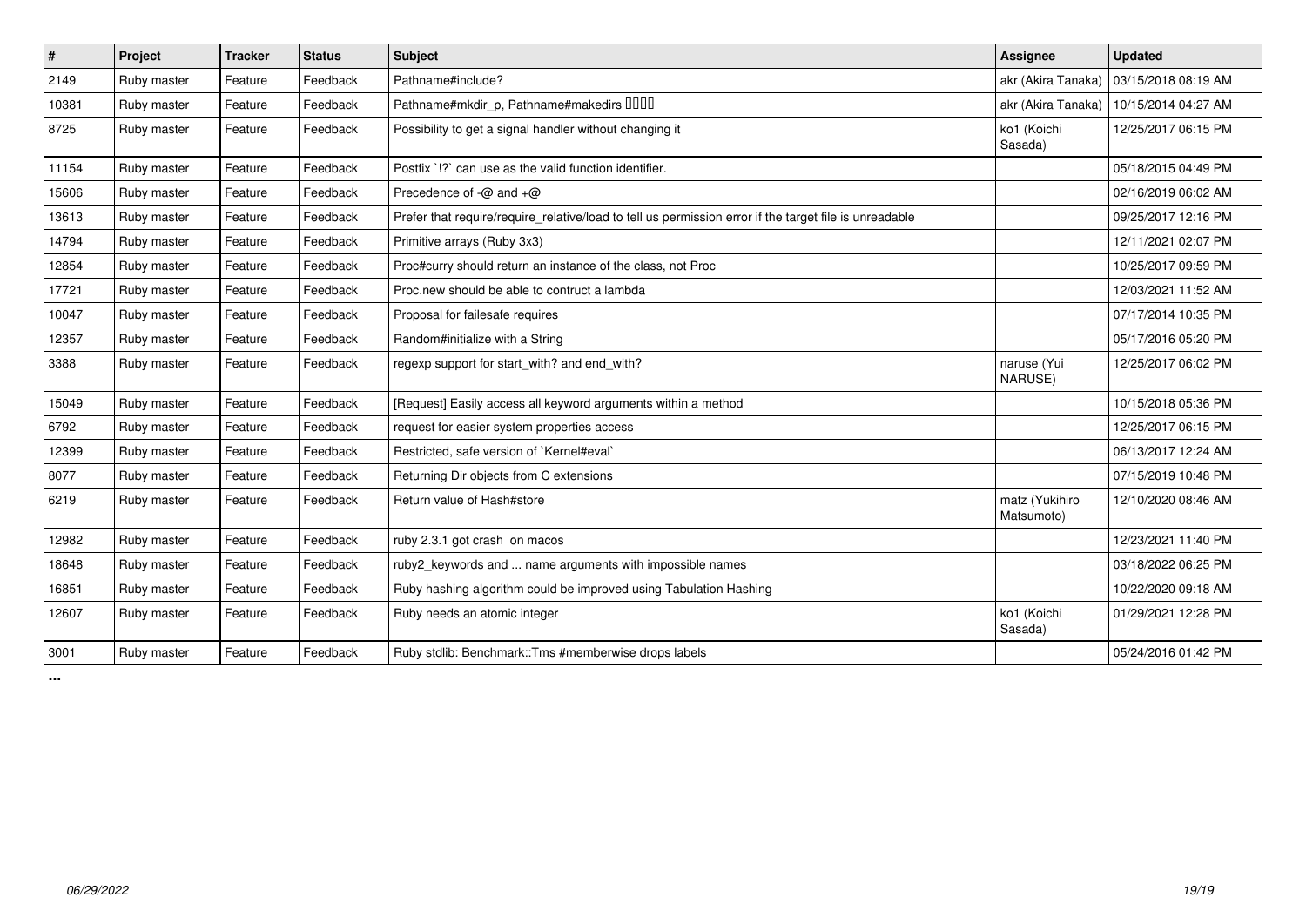| # | Project | Tracker | Status | Subject | Assignee | Updated |
|---|---|---|---|---|---|---|
| 2149 | Ruby master | Feature | Feedback | Pathname#include? | akr (Akira Tanaka) | 03/15/2018 08:19 AM |
| 10381 | Ruby master | Feature | Feedback | Pathname#mkdir_p, Pathname#makedirs ���� | akr (Akira Tanaka) | 10/15/2014 04:27 AM |
| 8725 | Ruby master | Feature | Feedback | Possibility to get a signal handler without changing it | ko1 (Koichi Sasada) | 12/25/2017 06:15 PM |
| 11154 | Ruby master | Feature | Feedback | Postfix `!?` can use as the valid function identifier. | | 05/18/2015 04:49 PM |
| 15606 | Ruby master | Feature | Feedback | Precedence of -@ and +@ | | 02/16/2019 06:02 AM |
| 13613 | Ruby master | Feature | Feedback | Prefer that require/require_relative/load to tell us permission error if the target file is unreadable | | 09/25/2017 12:16 PM |
| 14794 | Ruby master | Feature | Feedback | Primitive arrays (Ruby 3x3) | | 12/11/2021 02:07 PM |
| 12854 | Ruby master | Feature | Feedback | Proc#curry should return an instance of the class, not Proc | | 10/25/2017 09:59 PM |
| 17721 | Ruby master | Feature | Feedback | Proc.new should be able to contruct a lambda | | 12/03/2021 11:52 AM |
| 10047 | Ruby master | Feature | Feedback | Proposal for failesafe requires | | 07/17/2014 10:35 PM |
| 12357 | Ruby master | Feature | Feedback | Random#initialize with a String | | 05/17/2016 05:20 PM |
| 3388 | Ruby master | Feature | Feedback | regexp support for start_with? and end_with? | naruse (Yui NARUSE) | 12/25/2017 06:02 PM |
| 15049 | Ruby master | Feature | Feedback | [Request] Easily access all keyword arguments within a method | | 10/15/2018 05:36 PM |
| 6792 | Ruby master | Feature | Feedback | request for easier system properties access | | 12/25/2017 06:15 PM |
| 12399 | Ruby master | Feature | Feedback | Restricted, safe version of `Kernel#eval` | | 06/13/2017 12:24 AM |
| 8077 | Ruby master | Feature | Feedback | Returning Dir objects from C extensions | | 07/15/2019 10:48 PM |
| 6219 | Ruby master | Feature | Feedback | Return value of Hash#store | matz (Yukihiro Matsumoto) | 12/10/2020 08:46 AM |
| 12982 | Ruby master | Feature | Feedback | ruby 2.3.1 got crash on macos | | 12/23/2021 11:40 PM |
| 18648 | Ruby master | Feature | Feedback | ruby2_keywords and ... name arguments with impossible names | | 03/18/2022 06:25 PM |
| 16851 | Ruby master | Feature | Feedback | Ruby hashing algorithm could be improved using Tabulation Hashing | | 10/22/2020 09:18 AM |
| 12607 | Ruby master | Feature | Feedback | Ruby needs an atomic integer | ko1 (Koichi Sasada) | 01/29/2021 12:28 PM |
| 3001 | Ruby master | Feature | Feedback | Ruby stdlib: Benchmark::Tms #memberwise drops labels | | 05/24/2016 01:42 PM |

...